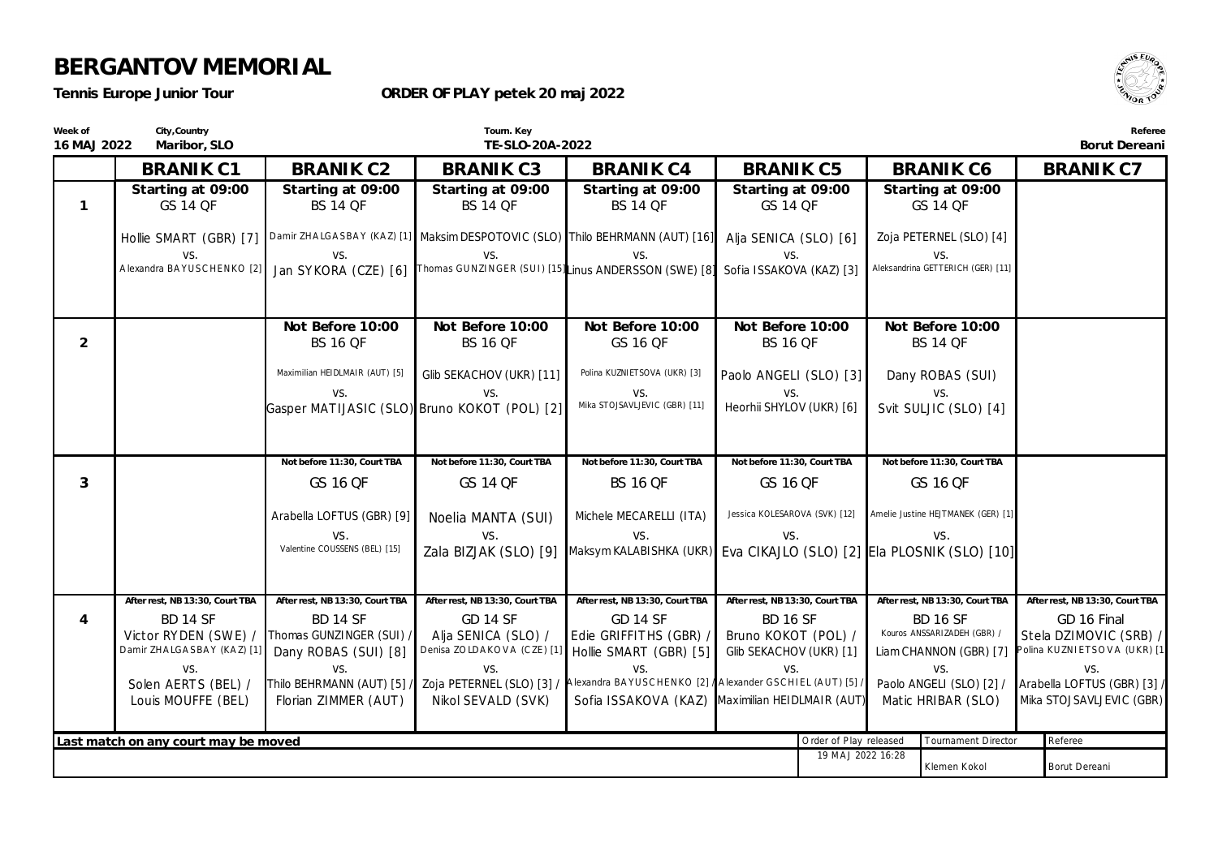# BERGANTOV MEMORIAL

**Tennis Europe Junior Tour** **ORDER OF PLAY petek 20 maj 2022**

| Week of | City,Country | Tourn. Key | Referee |
|---|---|---|---|
| 16 MAJ 2022 | Maribor, SLO | TE-SLO-20A-2022 | Borut Dereani |

| | BRANIK C1 | BRANIK C2 | BRANIK C3 | BRANIK C4 | BRANIK C5 | BRANIK C6 | BRANIK C7 |
|---|---|---|---|---|---|---|---|
| 1 | Starting at 09:00<br>GS 14 QF<br>Hollie SMART (GBR) [7]<br>vs.<br>Alexandra BAYUSCHENKO [2] | Starting at 09:00<br>BS 14 QF<br>Damir ZHALGASBAY (KAZ) [1]<br>vs.<br>Jan SYKORA (CZE) [6] | Starting at 09:00<br>BS 14 QF<br>Maksim DESPOTOVIC (SLO)<br>vs.<br>Thomas GUNZINGER (SUI) [15] | Starting at 09:00<br>BS 14 QF<br>Thilo BEHRMANN (AUT) [16]<br>vs.<br>Linus ANDERSSON (SWE) [8] | Starting at 09:00<br>GS 14 QF<br>Alja SENICA (SLO) [6]<br>vs.<br>Sofia ISSAKOVA (KAZ) [3] | Starting at 09:00<br>GS 14 QF<br>Zoja PETERNEL (SLO) [4]<br>vs.<br>Aleksandrina GETTERICH (GER) [11] | |
| 2 | | Not Before 10:00<br>BS 16 QF<br>Maximilian HEIDLMAIR (AUT) [5]<br>vs.<br>Gasper MATIJASIC (SLO) | Not Before 10:00<br>BS 16 QF<br>Glib SEKACHOV (UKR) [11]<br>vs.<br>Bruno KOKOT (POL) [2] | Not Before 10:00<br>GS 16 QF<br>Polina KUZNIETSOVA (UKR) [3]<br>vs.<br>Mika STOJSAVLJEVIC (GBR) [11] | Not Before 10:00<br>BS 16 QF<br>Paolo ANGELI (SLO) [3]<br>vs.<br>Heorhii SHYLOV (UKR) [6] | Not Before 10:00<br>BS 14 QF<br>Dany ROBAS (SUI)<br>vs.<br>Svit SULJIC (SLO) [4] | |
| 3 | | Not before 11:30, Court TBA<br>GS 16 QF<br>Arabella LOFTUS (GBR) [9]<br>vs.<br>Valentine COUSSENS (BEL) [15] | Not before 11:30, Court TBA<br>GS 14 QF<br>Noelia MANTA (SUI)<br>vs.<br>Zala BIZJAK (SLO) [9] | Not before 11:30, Court TBA<br>BS 16 QF<br>Michele MECARELLI (ITA)<br>vs.<br>Maksym KALABISHKA (UKR) | Not before 11:30, Court TBA<br>GS 16 QF<br>Jessica KOLESAROVA (SVK) [12]<br>vs.<br>Eva CIKAJLO (SLO) [2] | Not before 11:30, Court TBA<br>GS 16 QF<br>Amelie Justine HEJTMANEK (GER) [1]<br>vs.<br>Ela PLOSNIK (SLO) [10] | |
| 4 | After rest, NB 13:30, Court TBA<br>BD 14 SF<br>Victor RYDEN (SWE) /<br>Damir ZHALGASBAY (KAZ) [1]<br>vs.<br>Solen AERTS (BEL) /<br>Louis MOUFFE (BEL) | After rest, NB 13:30, Court TBA<br>BD 14 SF<br>Thomas GUNZINGER (SUI) /<br>Dany ROBAS (SUI) [8]<br>vs.<br>Thilo BEHRMANN (AUT) [5] /<br>Florian ZIMMER (AUT) | After rest, NB 13:30, Court TBA<br>GD 14 SF<br>Alja SENICA (SLO) /<br>Denisa ZOLDAKOVA (CZE) [1]<br>vs.<br>Zoja PETERNEL (SLO) [3] /<br>Nikol SEVALD (SVK) | After rest, NB 13:30, Court TBA<br>GD 14 SF<br>Edie GRIFFITHS (GBR) /<br>Hollie SMART (GBR) [5]<br>vs.<br>Alexandra BAYUSCHENKO [2] /<br>Sofia ISSAKOVA (KAZ) | After rest, NB 13:30, Court TBA<br>BD 16 SF<br>Bruno KOKOT (POL) /<br>Glib SEKACHOV (UKR) [1]<br>vs.<br>Alexander GSCHIEL (AUT) [5] /<br>Maximilian HEIDLMAIR (AUT) | After rest, NB 13:30, Court TBA<br>BD 16 SF<br>Kouros ANSSARIZADEH (GBR) /<br>Liam CHANNON (GBR) [7]<br>vs.<br>Paolo ANGELI (SLO) [2] /<br>Matic HRIBAR (SLO) | After rest, NB 13:30, Court TBA<br>GD 16 Final<br>Stela DZIMOVIC (SRB) /<br>Polina KUZNIETSOVA (UKR) [1]<br>vs.<br>Arabella LOFTUS (GBR) [3] /<br>Mika STOJSAVLJEVIC (GBR) |

Last match on any court may be moved

| Order of Play released | Tournament Director | Referee |
|---|---|---|
| 19 MAJ 2022 16:28 | Klemen Kokol | Borut Dereani |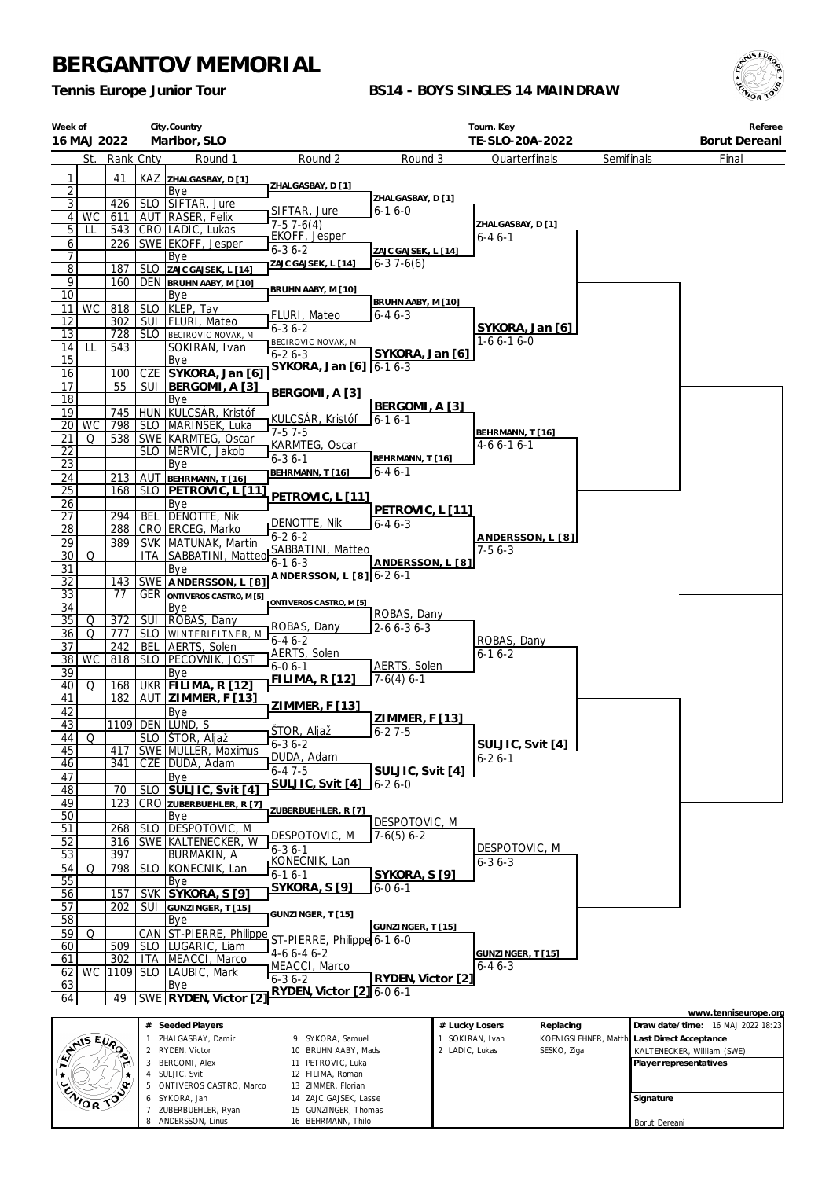# BERGANTOV MEMORIAL

**Tennis Europe Junior Tour**

**BS14 - BOYS SINGLES 14 MAINDRAW**

| Week of | City,Country | Tourn. Key | Referee |
|---|---|---|---|
| 16 MAJ 2022 | Maribor, SLO | TE-SLO-20A-2022 | Borut Dereani |

| # | St. | Rank | Cnty | Round 1 | Round 2 | Round 3 | Quarterfinals | Semifinals | Final |
|---|---|---|---|---|---|---|---|---|---|
| 1 | | 41 | KAZ | ZHALGASBAY, D [1] | ZHALGASBAY, D [1] | | | | |
| 2 | | | | Bye | | ZHALGASBAY, D [1] | | | |
| 3 | | 426 | SLO | SIFTAR, Jure | SIFTAR, Jure | 6-1 6-0 | | | |
| 4 | WC | 611 | AUT | RASER, Felix | 7-5 7-6(4) | | ZHALGASBAY, D [1] | | |
| 5 | LL | 543 | CRO | LADIC, Lukas | EKOFF, Jesper | | 6-4 6-1 | | |
| 6 | | 226 | SWE | EKOFF, Jesper | 6-3 6-2 | ZAJC GAJSEK, L [14] | | | |
| 7 | | | | Bye | ZAJC GAJSEK, L [14] | 6-3 7-6(6) | | | |
| 8 | | 187 | SLO | ZAJC GAJSEK, L [14] | | | | | |
| 9 | | 160 | DEN | BRUHN AABY, M [10] | BRUHN AABY, M [10] | | | | |
| 10 | | | | Bye | | BRUHN AABY, M [10] | | | |
| 11 | WC | 818 | SLO | KLEP, Tay | FLURI, Mateo | 6-4 6-3 | | | |
| 12 | | 302 | SUI | FLURI, Mateo | 6-3 6-2 | | SYKORA, Jan [6] | | |
| 13 | | 728 | SLO | BECIROVIC NOVAK, M | BECIROVIC NOVAK, M | | 1-6 6-1 6-0 | | |
| 14 | LL | 543 | | SOKIRAN, Ivan | 6-2 6-3 | SYKORA, Jan [6] | | | |
| 15 | | | | Bye | SYKORA, Jan [6] | 6-1 6-3 | | | |
| 16 | | 100 | CZE | SYKORA, Jan [6] | | | | | |
| 17 | | 55 | SUI | BERGOMI, A [3] | BERGOMI, A [3] | | | | |
| 18 | | | | Bye | | BERGOMI, A [3] | | | |
| 19 | | 745 | HUN | KULCSÁR, Kristóf | KULCSÁR, Kristóf | 6-1 6-1 | | | |
| 20 | WC | 798 | SLO | MARINSEK, Luka | 7-5 7-5 | | BEHRMANN, T [16] | | |
| 21 | Q | 538 | SWE | KARMTEG, Oscar | KARMTEG, Oscar | | 4-6 6-1 6-1 | | |
| 22 | | | SLO | MERVIC, Jakob | 6-3 6-1 | BEHRMANN, T [16] | | | |
| 23 | | | | Bye | BEHRMANN, T [16] | 6-4 6-1 | | | |
| 24 | | 213 | AUT | BEHRMANN, T [16] | | | | | |
| 25 | | 168 | SLO | PETROVIC, L [11] | PETROVIC, L [11] | | | | |
| 26 | | | | Bye | | PETROVIC, L [11] | | | |
| 27 | | 294 | BEL | DENOTTE, Nik | DENOTTE, Nik | 6-4 6-3 | | | |
| 28 | | 288 | CRO | ERCEG, Marko | 6-2 6-2 | | ANDERSSON, L [8] | | |
| 29 | | 389 | SVK | MATUNAK, Martin | SABBATINI, Matteo | | 7-5 6-3 | | |
| 30 | Q | | ITA | SABBATINI, Matteo | 6-1 6-3 | ANDERSSON, L [8] | | | |
| 31 | | | | Bye | ANDERSSON, L [8] | 6-2 6-1 | | | |
| 32 | | 143 | SWE | ANDERSSON, L [8] | | | | | |
| 33 | | 77 | GER | ONTIVEROS CASTRO, M [5] | ONTIVEROS CASTRO, M [5] | | | | |
| 34 | | | | Bye | | ROBAS, Dany | | | |
| 35 | Q | 372 | SUI | ROBAS, Dany | ROBAS, Dany | 2-6 6-3 6-3 | | | |
| 36 | Q | 777 | SLO | WINTERLEITNER, M | 6-4 6-2 | | ROBAS, Dany | | |
| 37 | | 242 | BEL | AERTS, Solen | AERTS, Solen | | 6-1 6-2 | | |
| 38 | WC | 818 | SLO | PECOVNIK, JOST | 6-0 6-1 | AERTS, Solen | | | |
| 39 | | | | Bye | FILIMA, R [12] | 7-6(4) 6-1 | | | |
| 40 | Q | 168 | UKR | FILIMA, R [12] | | | | | |
| 41 | | 182 | AUT | ZIMMER, F [13] | ZIMMER, F [13] | | | | |
| 42 | | | | Bye | | ZIMMER, F [13] | | | |
| 43 | | 1109 | DEN | LUND, S | ŠTOR, Aljaž | 6-2 7-5 | | | |
| 44 | Q | | SLO | ŠTOR, Aljaž | 6-3 6-2 | | SULJIC, Svit [4] | | |
| 45 | | 417 | SWE | MULLER, Maximus | DUDA, Adam | | 6-2 6-1 | | |
| 46 | | 341 | CZE | DUDA, Adam | 6-4 7-5 | SULJIC, Svit [4] | | | |
| 47 | | | | Bye | SULJIC, Svit [4] | 6-2 6-0 | | | |
| 48 | | 70 | SLO | SULJIC, Svit [4] | | | | | |
| 49 | | 123 | CRO | ZUBERBUEHLER, R [7] | ZUBERBUEHLER, R [7] | | | | |
| 50 | | | | Bye | | DESPOTOVIC, M | | | |
| 51 | | 268 | SLO | DESPOTOVIC, M | DESPOTOVIC, M | 7-6(5) 6-2 | | | |
| 52 | | 316 | SWE | KALTENECKER, W | 6-3 6-1 | | DESPOTOVIC, M | | |
| 53 | | 397 | | BURMAKIN, A | KONECNIK, Lan | | 6-3 6-3 | | |
| 54 | Q | 798 | SLO | KONECNIK, Lan | 6-1 6-1 | SYKORA, S [9] | | | |
| 55 | | | | Bye | SYKORA, S [9] | 6-0 6-1 | | | |
| 56 | | 157 | SVK | SYKORA, S [9] | | | | | |
| 57 | | 202 | SUI | GUNZINGER, T [15] | GUNZINGER, T [15] | | | | |
| 58 | | | | Bye | | GUNZINGER, T [15] | | | |
| 59 | Q | | CAN | ST-PIERRE, Philippe | ST-PIERRE, Philippe | 6-1 6-0 | | | |
| 60 | | 509 | SLO | LUGARIC, Liam | 4-6 6-4 6-2 | | GUNZINGER, T [15] | | |
| 61 | | 302 | ITA | MEACCI, Marco | MEACCI, Marco | | 6-4 6-3 | | |
| 62 | WC | 1109 | SLO | LAUBIC, Mark | 6-3 6-2 | RYDEN, Victor [2] | | | |
| 63 | | | | Bye | RYDEN, Victor [2] | 6-0 6-1 | | | |
| 64 | | 49 | SWE | RYDEN, Victor [2] | | | | | |

www.tenniseurope.org

| # | Seeded Players | # | Seeded Players |
|---|---|---|---|
| 1 | ZHALGASBAY, Damir | 9 | SYKORA, Samuel |
| 2 | RYDEN, Victor | 10 | BRUHN AABY, Mads |
| 3 | BERGOMI, Alex | 11 | PETROVIC, Luka |
| 4 | SULJIC, Svit | 12 | FILIMA, Roman |
| 5 | ONTIVEROS CASTRO, Marco | 13 | ZIMMER, Florian |
| 6 | SYKORA, Jan | 14 | ZAJC GAJSEK, Lasse |
| 7 | ZUBERBUEHLER, Ryan | 15 | GUNZINGER, Thomas |
| 8 | ANDERSSON, Linus | 16 | BEHRMANN, Thilo |

| # | Lucky Losers | Replacing |
|---|---|---|
| 1 | SOKIRAN, Ivan | KOENIGSLEHNER, Matth |
| 2 | LADIC, Lukas | SESKO, Ziga |

**Draw date/time:** 16 MAJ 2022 18:23

**Last Direct Acceptance**
KALTENECKER, William (SWE)

**Player representatives**

**Signature**

Borut Dereani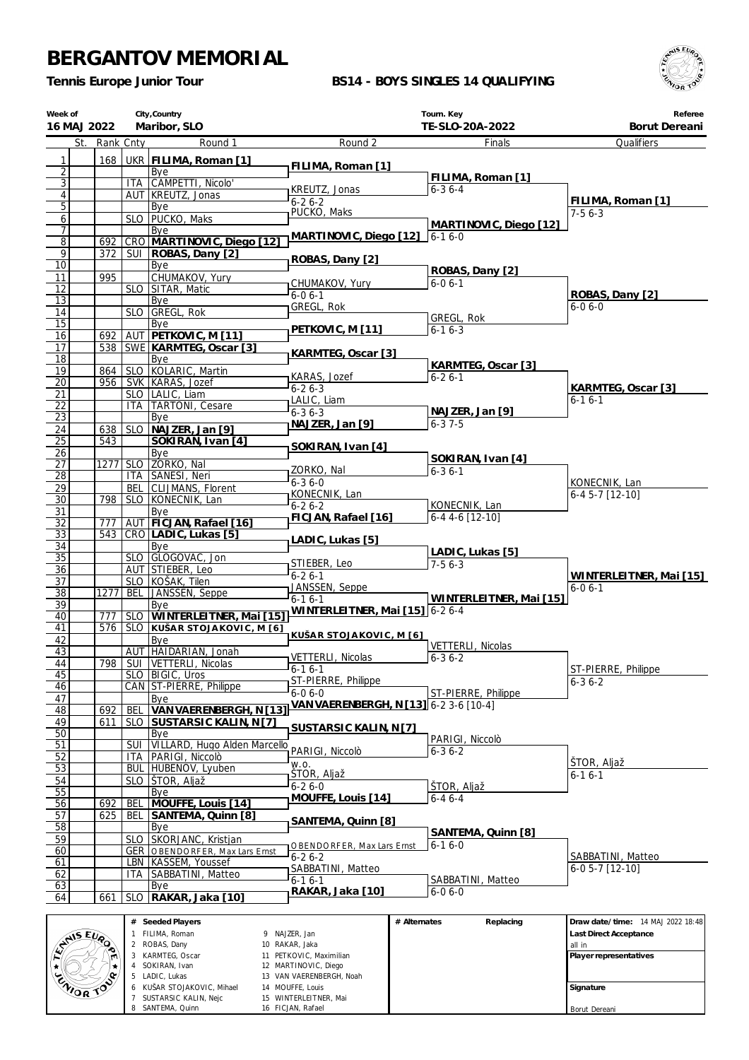# BERGANTOV MEMORIAL

**Tennis Europe Junior Tour**

**BS14 - BOYS SINGLES 14 QUALIFYING**

| Week of | City,Country | Tourn. Key | Referee |
|---|---|---|---|
| 16 MAJ 2022 | Maribor, SLO | TE-SLO-20A-2022 | Borut Dereani |

| # | St. | Rank | Cnty | Round 1 | Round 2 | Finals | Qualifiers |
|---|---|---|---|---|---|---|---|
| 1 | | 168 | UKR | **FILIMA, Roman [1]** | **FILIMA, Roman [1]** | | |
| 2 | | | | Bye | | **FILIMA, Roman [1]** | |
| 3 | | | ITA | CAMPETTI, Nicolo' | KREUTZ, Jonas | 6-3 6-4 | |
| 4 | | | AUT | KREUTZ, Jonas | 6-2 6-2 | | **FILIMA, Roman [1]** |
| 5 | | | | Bye | PUCKO, Maks | | 7-5 6-3 |
| 6 | | | SLO | PUCKO, Maks | | **MARTINOVIC, Diego [12]** | |
| 7 | | | | Bye | **MARTINOVIC, Diego [12]** | 6-1 6-0 | |
| 8 | | 692 | CRO | **MARTINOVIC, Diego [12]** | | | |
| 9 | | 372 | SUI | **ROBAS, Dany [2]** | **ROBAS, Dany [2]** | | |
| 10 | | | | Bye | | **ROBAS, Dany [2]** | |
| 11 | | 995 | | CHUMAKOV, Yury | CHUMAKOV, Yury | 6-0 6-1 | |
| 12 | | | SLO | SITAR, Matic | 6-0 6-1 | | **ROBAS, Dany [2]** |
| 13 | | | | Bye | GREGL, Rok | | 6-0 6-0 |
| 14 | | | SLO | GREGL, Rok | | GREGL, Rok | |
| 15 | | | | Bye | **PETKOVIC, M [11]** | 6-1 6-3 | |
| 16 | | 692 | AUT | **PETKOVIC, M [11]** | | | |
| 17 | | 538 | SWE | **KARMTEG, Oscar [3]** | **KARMTEG, Oscar [3]** | | |
| 18 | | | | Bye | | **KARMTEG, Oscar [3]** | |
| 19 | | 864 | SLO | KOLARIC, Martin | KARAS, Jozef | 6-2 6-1 | |
| 20 | | 956 | SVK | KARAS, Jozef | 6-2 6-3 | | **KARMTEG, Oscar [3]** |
| 21 | | | SLO | LALIC, Liam | LALIC, Liam | | 6-1 6-1 |
| 22 | | | ITA | TARTONI, Cesare | 6-3 6-3 | **NAJZER, Jan [9]** | |
| 23 | | | | Bye | **NAJZER, Jan [9]** | 6-3 7-5 | |
| 24 | | 638 | SLO | **NAJZER, Jan [9]** | | | |
| 25 | | 543 | | **SOKIRAN, Ivan [4]** | **SOKIRAN, Ivan [4]** | | |
| 26 | | | | Bye | | **SOKIRAN, Ivan [4]** | |
| 27 | | 1277 | SLO | ZORKO, Nal | ZORKO, Nal | 6-3 6-1 | |
| 28 | | | ITA | SANESI, Neri | 6-3 6-0 | | KONECNIK, Lan |
| 29 | | | BEL | CLIJMANS, Florent | KONECNIK, Lan | | 6-4 5-7 [12-10] |
| 30 | | 798 | SLO | KONECNIK, Lan | 6-2 6-2 | KONECNIK, Lan | |
| 31 | | | | Bye | **FICJAN, Rafael [16]** | 6-4 4-6 [12-10] | |
| 32 | | 777 | AUT | **FICJAN, Rafael [16]** | | | |
| 33 | | 543 | CRO | **LADIC, Lukas [5]** | **LADIC, Lukas [5]** | | |
| 34 | | | | Bye | | **LADIC, Lukas [5]** | |
| 35 | | | SLO | GLOGOVAC, Jon | STIEBER, Leo | 7-5 6-3 | |
| 36 | | | AUT | STIEBER, Leo | 6-2 6-1 | | **WINTERLEITNER, Mai [15]** |
| 37 | | | SLO | KOŠAK, Tilen | JANSSEN, Seppe | | 6-0 6-1 |
| 38 | | 1277 | BEL | JANSSEN, Seppe | 6-1 6-1 | **WINTERLEITNER, Mai [15]** | |
| 39 | | | | Bye | **WINTERLEITNER, Mai [15]** | 6-2 6-4 | |
| 40 | | 777 | SLO | **WINTERLEITNER, Mai [15]** | | | |
| 41 | | 576 | SLO | **KUŠAR STOJAKOVIC, M [6]** | **KUŠAR STOJAKOVIC, M [6]** | | |
| 42 | | | | Bye | | VETTERLI, Nicolas | |
| 43 | | | AUT | HAIDARIAN, Jonah | VETTERLI, Nicolas | 6-3 6-2 | |
| 44 | | 798 | SUI | VETTERLI, Nicolas | 6-1 6-1 | | ST-PIERRE, Philippe |
| 45 | | | SLO | BIGIC, Uros | ST-PIERRE, Philippe | | 6-3 6-2 |
| 46 | | | CAN | ST-PIERRE, Philippe | 6-0 6-0 | ST-PIERRE, Philippe | |
| 47 | | | | Bye | **VAN VAERENBERGH, N [13]** | 6-2 3-6 [10-4] | |
| 48 | | 692 | BEL | **VAN VAERENBERGH, N [13]** | | | |
| 49 | | 611 | SLO | **SUSTARSIC KALIN, N [7]** | **SUSTARSIC KALIN, N [7]** | | |
| 50 | | | | Bye | | PARIGI, Niccolò | |
| 51 | | | SUI | VILLARD, Hugo Alden Marcello | PARIGI, Niccolò | 6-3 6-2 | |
| 52 | | | ITA | PARIGI, Niccolò | w.o. | | ŠTOR, Aljaž |
| 53 | | | BUL | HUBENOV, Lyuben | ŠTOR, Aljaž | | 6-1 6-1 |
| 54 | | | SLO | ŠTOR, Aljaž | 6-2 6-0 | ŠTOR, Aljaž | |
| 55 | | | | Bye | **MOUFFE, Louis [14]** | 6-4 6-4 | |
| 56 | | 692 | BEL | **MOUFFE, Louis [14]** | | | |
| 57 | | 625 | BEL | **SANTEMA, Quinn [8]** | **SANTEMA, Quinn [8]** | | |
| 58 | | | | Bye | | **SANTEMA, Quinn [8]** | |
| 59 | | | SLO | SKORJANC, Kristjan | OBENDORFER, Max Lars Ernst | 6-1 6-0 | |
| 60 | | | GER | OBENDORFER, Max Lars Ernst | 6-2 6-2 | | SABBATINI, Matteo |
| 61 | | | LBN | KASSEM, Youssef | SABBATINI, Matteo | | 6-0 5-7 [12-10] |
| 62 | | | ITA | SABBATINI, Matteo | 6-1 6-1 | SABBATINI, Matteo | |
| 63 | | | | Bye | **RAKAR, Jaka [10]** | 6-0 6-0 | |
| 64 | | 661 | SLO | **RAKAR, Jaka [10]** | | | |

| # | Seeded Players | # | Seeded Players |
|---|---|---|---|
| 1 | FILIMA, Roman | 9 | NAJZER, Jan |
| 2 | ROBAS, Dany | 10 | RAKAR, Jaka |
| 3 | KARMTEG, Oscar | 11 | PETKOVIC, Maximilian |
| 4 | SOKIRAN, Ivan | 12 | MARTINOVIC, Diego |
| 5 | LADIC, Lukas | 13 | VAN VAERENBERGH, Noah |
| 6 | KUŠAR STOJAKOVIC, Mihael | 14 | MOUFFE, Louis |
| 7 | SUSTARSIC KALIN, Nejc | 15 | WINTERLEITNER, Mai |
| 8 | SANTEMA, Quinn | 16 | FICJAN, Rafael |

| # Alternates | Replacing |
|---|---|
| | |

**Draw date/time:** 14 MAJ 2022 18:48

**Last Direct Acceptance**
all in

**Player representatives**

**Signature**
Borut Dereani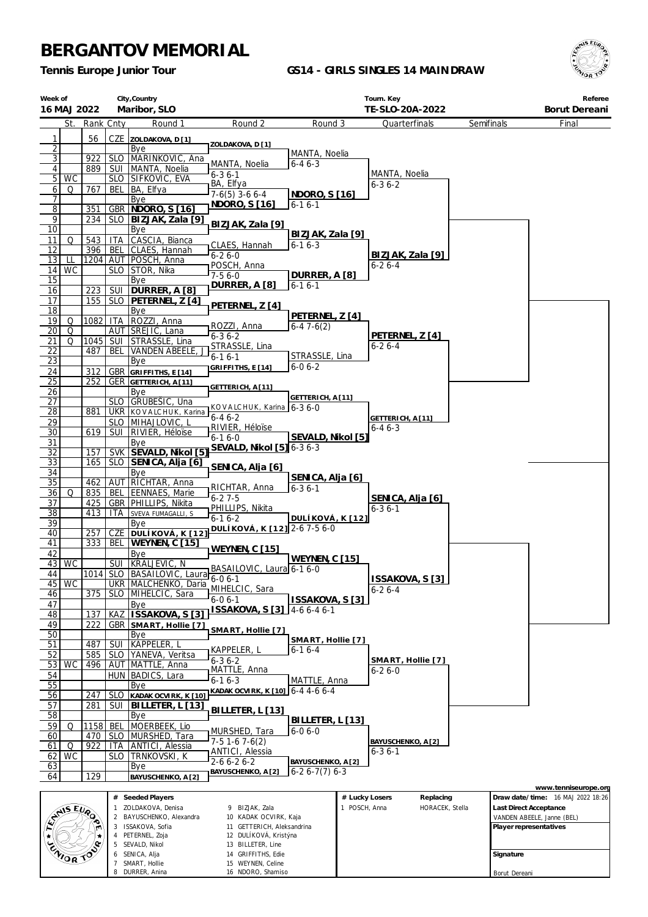# BERGANTOV MEMORIAL

**Tennis Europe Junior Tour**

**GS14 - GIRLS SINGLES 14 MAINDRAW**

| Week of | City,Country | Tourn. Key | Referee |
|---|---|---|---|
| 16 MAJ 2022 | Maribor, SLO | TE-SLO-20A-2022 | Borut Dereani |

| # | St. | Rank | Cnty | Round 1 | Round 2 | Round 3 | Quarterfinals | Semifinals | Final |
|---|---|---|---|---|---|---|---|---|---|
| 1 | | 56 | CZE | ZOLDAKOVA, D [1] | ZOLDAKOVA, D [1] | | | | |
| 2 | | | | Bye | | MANTA, Noelia | | | |
| 3 | | 922 | SLO | MARINKOVIC, Ana | MANTA, Noelia | 6-4 6-3 | | | |
| 4 | | 889 | SUI | MANTA, Noelia | 6-3 6-1 | | MANTA, Noelia | | |
| 5 | WC | | SLO | SIFKOVIC, EVA | BA, Elfya | | 6-3 6-2 | | |
| 6 | Q | 767 | BEL | BA, Elfya | 7-6(5) 3-6 6-4 | NDORO, S [16] | | | |
| 7 | | | | Bye | NDORO, S [16] | 6-1 6-1 | | | |
| 8 | | 351 | GBR | NDORO, S [16] | | | | | |
| 9 | | 234 | SLO | BIZJAK, Zala [9] | BIZJAK, Zala [9] | | | | |
| 10 | | | | Bye | | BIZJAK, Zala [9] | | | |
| 11 | Q | 543 | ITA | CASCIA, Bianca | CLAES, Hannah | 6-1 6-3 | | | |
| 12 | | 396 | BEL | CLAES, Hannah | 6-2 6-0 | | BIZJAK, Zala [9] | | |
| 13 | LL | 1204 | AUT | POSCH, Anna | POSCH, Anna | | 6-2 6-4 | | |
| 14 | WC | | SLO | STOR, Nika | 7-5 6-0 | DURRER, A [8] | | | |
| 15 | | | | Bye | DURRER, A [8] | 6-1 6-1 | | | |
| 16 | | 223 | SUI | DURRER, A [8] | | | | | |
| 17 | | 155 | SLO | PETERNEL, Z [4] | PETERNEL, Z [4] | | | | |
| 18 | | | | Bye | | PETERNEL, Z [4] | | | |
| 19 | Q | 1082 | ITA | ROZZI, Anna | ROZZI, Anna | 6-4 7-6(2) | | | |
| 20 | Q | | AUT | SREJIC, Lana | 6-3 6-2 | | PETERNEL, Z [4] | | |
| 21 | Q | 1045 | SUI | STRASSLE, Lina | STRASSLE, Lina | | 6-2 6-4 | | |
| 22 | | 487 | BEL | VANDEN ABEELE, J | 6-1 6-1 | STRASSLE, Lina | | | |
| 23 | | | | Bye | GRIFFITHS, E [14] | 6-0 6-2 | | | |
| 24 | | 312 | GBR | GRIFFITHS, E [14] | | | | | |
| 25 | | 252 | GER | GETTERICH, A [11] | GETTERICH, A [11] | | | | |
| 26 | | | | Bye | | GETTERICH, A [11] | | | |
| 27 | | | SLO | GRUBESIC, Una | KOVALCHUK, Karina | 6-3 6-0 | | | |
| 28 | | 881 | UKR | KOVALCHUK, Karina | 6-4 6-2 | | GETTERICH, A [11] | | |
| 29 | | | SLO | MIHAJLOVIC, L | RIVIER, Héloïse | | 6-4 6-3 | | |
| 30 | | 619 | SUI | RIVIER, Héloïse | 6-1 6-0 | SEVALD, Nikol [5] | | | |
| 31 | | | | Bye | SEVALD, Nikol [5] | 6-3 6-3 | | | |
| 32 | | 157 | SVK | SEVALD, Nikol [5] | | | | | |
| 33 | | 165 | SLO | SENICA, Alja [6] | SENICA, Alja [6] | | | | |
| 34 | | | | Bye | | SENICA, Alja [6] | | | |
| 35 | | 462 | AUT | RICHTAR, Anna | RICHTAR, Anna | 6-3 6-1 | | | |
| 36 | Q | 835 | BEL | EENNAES, Marie | 6-2 7-5 | | SENICA, Alja [6] | | |
| 37 | | 425 | GBR | PHILLIPS, Nikita | PHILLIPS, Nikita | | 6-3 6-1 | | |
| 38 | | 413 | ITA | SVEVA FUMAGALLI, S | 6-1 6-2 | DULÍKOVÁ, K [12] | | | |
| 39 | | | | Bye | DULÍKOVÁ, K [12] | 2-6 7-5 6-0 | | | |
| 40 | | 257 | CZE | DULÍKOVÁ, K [12] | | | | | |
| 41 | | 333 | BEL | WEYNEN, C [15] | WEYNEN, C [15] | | | | |
| 42 | | | | Bye | | WEYNEN, C [15] | | | |
| 43 | WC | | SUI | KRALJEVIC, N | BASAILOVIC, Laura | 6-1 6-0 | | | |
| 44 | | 1014 | SLO | BASAILOVIC, Laura | 6-0 6-1 | | ISSAKOVA, S [3] | | |
| 45 | WC | | UKR | MALCHENKO, Daria | MIHELCIC, Sara | | 6-2 6-4 | | |
| 46 | | 375 | SLO | MIHELCIC, Sara | 6-0 6-1 | ISSAKOVA, S [3] | | | |
| 47 | | | | Bye | ISSAKOVA, S [3] | 4-6 6-4 6-1 | | | |
| 48 | | 137 | KAZ | ISSAKOVA, S [3] | | | | | |
| 49 | | 222 | GBR | SMART, Hollie [7] | SMART, Hollie [7] | | | | |
| 50 | | | | Bye | | SMART, Hollie [7] | | | |
| 51 | | 487 | SUI | KAPPELER, L | KAPPELER, L | 6-1 6-4 | | | |
| 52 | | 585 | SLO | YANEVA, Veritsa | 6-3 6-2 | | SMART, Hollie [7] | | |
| 53 | WC | 496 | AUT | MATTLE, Anna | MATTLE, Anna | | 6-2 6-0 | | |
| 54 | | | HUN | BADICS, Lara | 6-1 6-3 | MATTLE, Anna | | | |
| 55 | | | | Bye | KADAKOCVIRK, K [10] | 6-4 4-6 6-4 | | | |
| 56 | | 247 | SLO | KADAKOCVIRK, K [10] | | | | | |
| 57 | | 281 | SUI | BILLETER, L [13] | BILLETER, L [13] | | | | |
| 58 | | | | Bye | | BILLETER, L [13] | | | |
| 59 | Q | 1158 | BEL | MOERBEEK, Lio | MURSHED, Tara | 6-0 6-0 | | | |
| 60 | | 470 | SLO | MURSHED, Tara | 7-5 1-6 7-6(2) | | BAYUSCHENKO, A [2] | | |
| 61 | Q | 922 | ITA | ANTICI, Alessia | ANTICI, Alessia | | 6-3 6-1 | | |
| 62 | WC | | SLO | TRNKOVSKI, K | 2-6 6-2 6-2 | BAYUSCHENKO, A [2] | | | |
| 63 | | | | Bye | BAYUSCHENKO, A [2] | 6-2 6-7(7) 6-3 | | | |
| 64 | | 129 | | BAYUSCHENKO, A [2] | | | | | |

www.tenniseurope.org

| # | Seeded Players | # | Seeded Players |
|---|---|---|---|
| 1 | ZOLDAKOVA, Denisa | 9 | BIZJAK, Zala |
| 2 | BAYUSCHENKO, Alexandra | 10 | KADAK OCVIRK, Kaja |
| 3 | ISSAKOVA, Sofia | 11 | GETTERICH, Aleksandrina |
| 4 | PETERNEL, Zoja | 12 | DULÍKOVÁ, Kristýna |
| 5 | SEVALD, Nikol | 13 | BILLETER, Line |
| 6 | SENICA, Alja | 14 | GRIFFITHS, Edie |
| 7 | SMART, Hollie | 15 | WEYNEN, Celine |
| 8 | DURRER, Anina | 16 | NDORO, Shamiso |

| # Lucky Losers | Replacing |
|---|---|
| 1 POSCH, Anna | HORACEK, Stella |

**Draw date/time:** 16 MAJ 2022 18:26

**Last Direct Acceptance**
VANDEN ABEELE, Janne (BEL)

**Player representatives**

**Signature**

Borut Dereani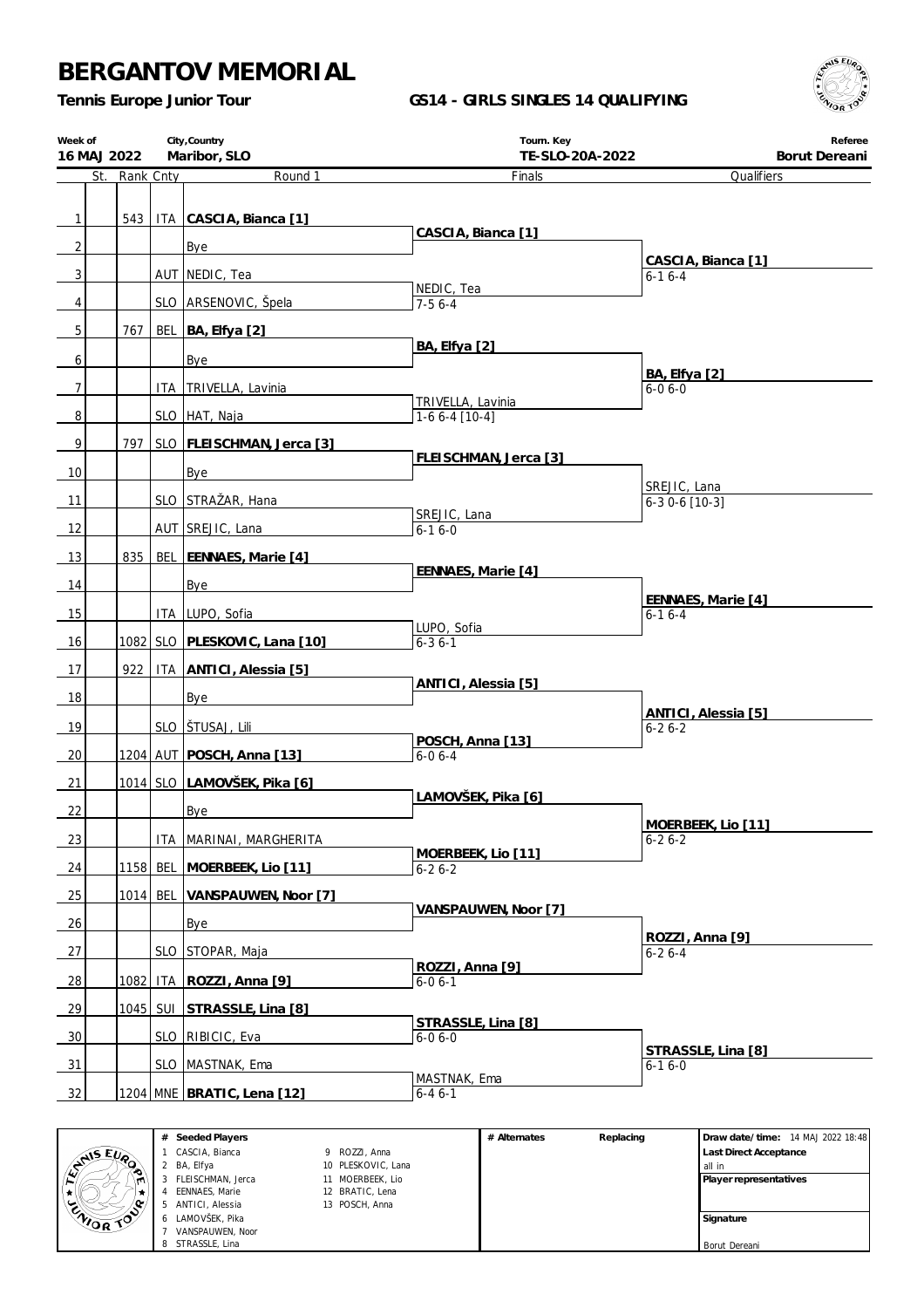# BERGANTOV MEMORIAL

**Tennis Europe Junior Tour**

**GS14 - GIRLS SINGLES 14 QUALIFYING**

| Week of | City,Country | Tourn. Key | Referee |
|---|---|---|---|
| 16 MAJ 2022 | Maribor, SLO | TE-SLO-20A-2022 | Borut Dereani |

| # | St. | Rank | Cnty | Round 1 | Finals | Qualifiers |
|---|---|---|---|---|---|---|
| 1 | | 543 | ITA | **CASCIA, Bianca [1]** | **CASCIA, Bianca [1]** | **CASCIA, Bianca [1]** 6-1 6-4 |
| 2 | | | | Bye | | |
| 3 | | | AUT | NEDIC, Tea | NEDIC, Tea 7-5 6-4 | |
| 4 | | | SLO | ARSENOVIC, Špela | | |
| 5 | | 767 | BEL | **BA, Elfya [2]** | **BA, Elfya [2]** | **BA, Elfya [2]** 6-0 6-0 |
| 6 | | | | Bye | | |
| 7 | | | ITA | TRIVELLA, Lavinia | TRIVELLA, Lavinia 1-6 6-4 [10-4] | |
| 8 | | | SLO | HAT, Naja | | |
| 9 | | 797 | SLO | **FLEISCHMAN, Jerca [3]** | **FLEISCHMAN, Jerca [3]** | SREJIC, Lana 6-3 0-6 [10-3] |
| 10 | | | | Bye | | |
| 11 | | | SLO | STRAŽAR, Hana | SREJIC, Lana 6-1 6-0 | |
| 12 | | | AUT | SREJIC, Lana | | |
| 13 | | 835 | BEL | **EENNAES, Marie [4]** | **EENNAES, Marie [4]** | **EENNAES, Marie [4]** 6-1 6-4 |
| 14 | | | | Bye | | |
| 15 | | | ITA | LUPO, Sofia | LUPO, Sofia 6-3 6-1 | |
| 16 | | 1082 | SLO | **PLESKOVIC, Lana [10]** | | |
| 17 | | 922 | ITA | **ANTICI, Alessia [5]** | **ANTICI, Alessia [5]** | **ANTICI, Alessia [5]** 6-2 6-2 |
| 18 | | | | Bye | | |
| 19 | | | SLO | ŠTUSAJ, Lili | **POSCH, Anna [13]** 6-0 6-4 | |
| 20 | | 1204 | AUT | **POSCH, Anna [13]** | | |
| 21 | | 1014 | SLO | **LAMOVŠEK, Pika [6]** | **LAMOVŠEK, Pika [6]** | **MOERBEEK, Lio [11]** 6-2 6-2 |
| 22 | | | | Bye | | |
| 23 | | | ITA | MARINAI, MARGHERITA | **MOERBEEK, Lio [11]** 6-2 6-2 | |
| 24 | | 1158 | BEL | **MOERBEEK, Lio [11]** | | |
| 25 | | 1014 | BEL | **VANSPAUWEN, Noor [7]** | **VANSPAUWEN, Noor [7]** | **ROZZI, Anna [9]** 6-2 6-4 |
| 26 | | | | Bye | | |
| 27 | | | SLO | STOPAR, Maja | **ROZZI, Anna [9]** 6-0 6-1 | |
| 28 | | 1082 | ITA | **ROZZI, Anna [9]** | | |
| 29 | | 1045 | SUI | **STRASSLE, Lina [8]** | **STRASSLE, Lina [8]** 6-0 6-0 | **STRASSLE, Lina [8]** 6-1 6-0 |
| 30 | | | SLO | RIBICIC, Eva | | |
| 31 | | | SLO | MASTNAK, Ema | MASTNAK, Ema 6-4 6-1 | |
| 32 | | 1204 | MNE | **BRATIC, Lena [12]** | | |

| # | Seeded Players | # | Seeded Players |
|---|---|---|---|
| 1 | CASCIA, Bianca | 9 | ROZZI, Anna |
| 2 | BA, Elfya | 10 | PLESKOVIC, Lana |
| 3 | FLEISCHMAN, Jerca | 11 | MOERBEEK, Lio |
| 4 | EENNAES, Marie | 12 | BRATIC, Lena |
| 5 | ANTICI, Alessia | 13 | POSCH, Anna |
| 6 | LAMOVŠEK, Pika | | |
| 7 | VANSPAUWEN, Noor | | |
| 8 | STRASSLE, Lina | | |

| # Alternates | Replacing |
|---|---|
| | |

**Draw date/time:** 14 MAJ 2022 18:48

**Last Direct Acceptance**
all in

**Player representatives**

**Signature**
Borut Dereani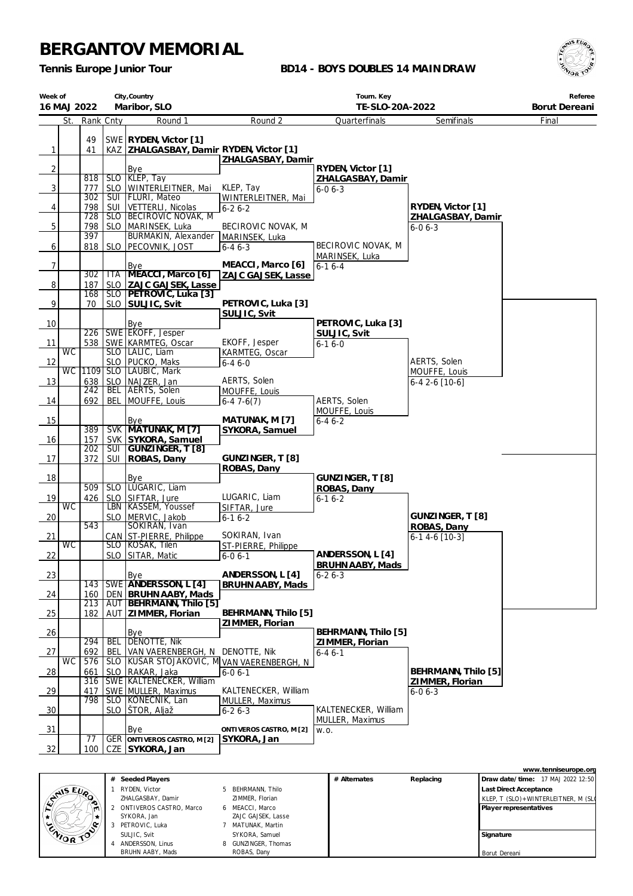# BERGANTOV MEMORIAL

**Tennis Europe Junior Tour**

**BD14 - BOYS DOUBLES 14 MAIN DRAW**

| Week of | City,Country | Tourn. Key | Referee |
|---|---|---|---|
| 16 MAJ 2022 | Maribor, SLO | TE-SLO-20A-2022 | Borut Dereani |

| | St. | Rank | Cnty | Round 1 | Round 2 | Quarterfinals | Semifinals | Final |
|---|---|---|---|---|---|---|---|---|
| 1 | | 49 | SWE | **RYDEN, Victor [1]** | | | | |
| | | 41 | KAZ | **ZHALGASBAY, Damir** | **RYDEN, Victor [1]** | | | |
| 2 | | | | Bye | **ZHALGASBAY, Damir** | | | |
| | | | | | | **RYDEN, Victor [1]** | | |
| 3 | | 818 | SLO | KLEP, Tay | | **ZHALGASBAY, Damir** | | |
| | | 777 | SLO | WINTERLEITNER, Mai | KLEP, Tay | 6-0 6-3 | | |
| 4 | | 302 | SUI | FLURI, Mateo | WINTERLEITNER, Mai | | | |
| | | 798 | SUI | VETTERLI, Nicolas | 6-2 6-2 | | **RYDEN, Victor [1]** | |
| 5 | | 728 | SLO | BECIROVIC NOVAK, M | | | **ZHALGASBAY, Damir** | |
| | | 798 | SLO | MARINSEK, Luka | BECIROVIC NOVAK, M | | 6-0 6-3 | |
| 6 | | 397 | | BURMAKIN, Alexander | MARINSEK, Luka | | | |
| | | 818 | SLO | PECOVNIK, JOST | 6-4 6-3 | BECIROVIC NOVAK, M | | |
| 7 | | | | Bye | | MARINSEK, Luka | | |
| | | | | | **MEACCI, Marco [6]** | 6-1 6-4 | | |
| 8 | | 302 | ITA | **MEACCI, Marco [6]** | **ZAJC GAJSEK, Lasse** | | | |
| | | 187 | SLO | **ZAJC GAJSEK, Lasse** | | | | |
| 9 | | 168 | SLO | **PETROVIC, Luka [3]** | | | | |
| | | 70 | SLO | **SULJIC, Svit** | **PETROVIC, Luka [3]** | | | |
| 10 | | | | Bye | **SULJIC, Svit** | | | |
| | | | | | | **PETROVIC, Luka [3]** | | |
| 11 | | 226 | SWE | EKOFF, Jesper | | **SULJIC, Svit** | | |
| | | 538 | SWE | KARMTEG, Oscar | EKOFF, Jesper | 6-1 6-0 | | |
| 12 | WC | | SLO | LALIC, Liam | KARMTEG, Oscar | | | |
| | | | SLO | PUCKO, Maks | 6-4 6-0 | | AERTS, Solen | |
| 13 | WC | 1109 | SLO | LAUBIC, Mark | | | MOUFFE, Louis | |
| | | 638 | SLO | NAJZER, Jan | AERTS, Solen | | 6-4 2-6 [10-6] | |
| 14 | | 242 | BEL | AERTS, Solen | MOUFFE, Louis | | | |
| | | 692 | BEL | MOUFFE, Louis | 6-4 7-6(7) | AERTS, Solen | | |
| 15 | | | | Bye | | MOUFFE, Louis | | |
| | | | | | **MATUNAK, M [7]** | 6-4 6-2 | | |
| 16 | | 389 | SVK | **MATUNAK, M [7]** | **SYKORA, Samuel** | | | |
| | | 157 | SVK | **SYKORA, Samuel** | | | | |
| 17 | | 202 | SUI | **GUNZINGER, T [8]** | | | | |
| | | 372 | SUI | **ROBAS, Dany** | **GUNZINGER, T [8]** | | | |
| 18 | | | | Bye | **ROBAS, Dany** | | | |
| | | | | | | **GUNZINGER, T [8]** | | |
| 19 | | 509 | SLO | LUGARIC, Liam | | **ROBAS, Dany** | | |
| | | 426 | SLO | SIFTAR, Jure | LUGARIC, Liam | 6-1 6-2 | | |
| 20 | WC | | LBN | KASSEM, Youssef | SIFTAR, Jure | | | |
| | | | SLO | MERVIC, Jakob | 6-1 6-2 | | **GUNZINGER, T [8]** | |
| 21 | | 543 | | SOKIRAN, Ivan | | | **ROBAS, Dany** | |
| | | | CAN | ST-PIERRE, Philippe | SOKIRAN, Ivan | | 6-1 4-6 [10-3] | |
| 22 | WC | | SLO | KOSAK, Tilen | ST-PIERRE, Philippe | | | |
| | | | SLO | SITAR, Matic | 6-0 6-1 | **ANDERSSON, L [4]** | | |
| 23 | | | | Bye | | **BRUHN AABY, Mads** | | |
| | | | | | **ANDERSSON, L [4]** | 6-2 6-3 | | |
| 24 | | 143 | SWE | **ANDERSSON, L [4]** | **BRUHN AABY, Mads** | | | |
| | | 160 | DEN | **BRUHN AABY, Mads** | | | | |
| 25 | | 213 | AUT | **BEHRMANN, Thilo [5]** | | | | |
| | | 182 | AUT | **ZIMMER, Florian** | **BEHRMANN, Thilo [5]** | | | |
| 26 | | | | Bye | **ZIMMER, Florian** | | | |
| | | | | | | **BEHRMANN, Thilo [5]** | | |
| 27 | | 294 | BEL | DENOTTE, Nik | | **ZIMMER, Florian** | | |
| | | 692 | BEL | VAN VAERENBERGH, N | DENOTTE, Nik | 6-4 6-1 | | |
| 28 | WC | 576 | SLO | KUSAR STOJAKOVIC, M | VAN VAERENBERGH, N | | | |
| | | 661 | SLO | RAKAR, Jaka | 6-0 6-1 | | **BEHRMANN, Thilo [5]** | |
| 29 | | 316 | SWE | KALTENECKER, William | | | **ZIMMER, Florian** | |
| | | 417 | SWE | MULLER, Maximus | KALTENECKER, William | | 6-0 6-3 | |
| 30 | | 798 | SLO | KONECNIK, Lan | MULLER, Maximus | | | |
| | | | SLO | ŠTOR, Aljaž | 6-2 6-3 | KALTENECKER, William | | |
| 31 | | | | Bye | | MULLER, Maximus | | |
| | | | | | **ONTIVEROS CASTRO, M [2]** | w.o. | | |
| 32 | | 77 | GER | **ONTIVEROS CASTRO, M [2]** | **SYKORA, Jan** | | | |
| | | 100 | CZE | **SYKORA, Jan** | | | | |

www.tenniseurope.org

| # | Seeded Players | # | Seeded Players |
|---|---|---|---|
| 1 | RYDEN, Victor / ZHALGASBAY, Damir | 5 | BEHRMANN, Thilo / ZIMMER, Florian |
| 2 | ONTIVEROS CASTRO, Marco / SYKORA, Jan | 6 | MEACCI, Marco / ZAJC GAJSEK, Lasse |
| 3 | PETROVIC, Luka / SULJIC, Svit | 7 | MATUNAK, Martin / SYKORA, Samuel |
| 4 | ANDERSSON, Linus / BRUHN AABY, Mads | 8 | GUNZINGER, Thomas / ROBAS, Dany |

| # Alternates | Replacing |
|---|---|
| | |

**Draw date/time:** 17 MAJ 2022 12:50

**Last Direct Acceptance**
KLEP, T (SLO)+WINTERLEITNER, M (SL

**Player representatives**

**Signature**

Borut Dereani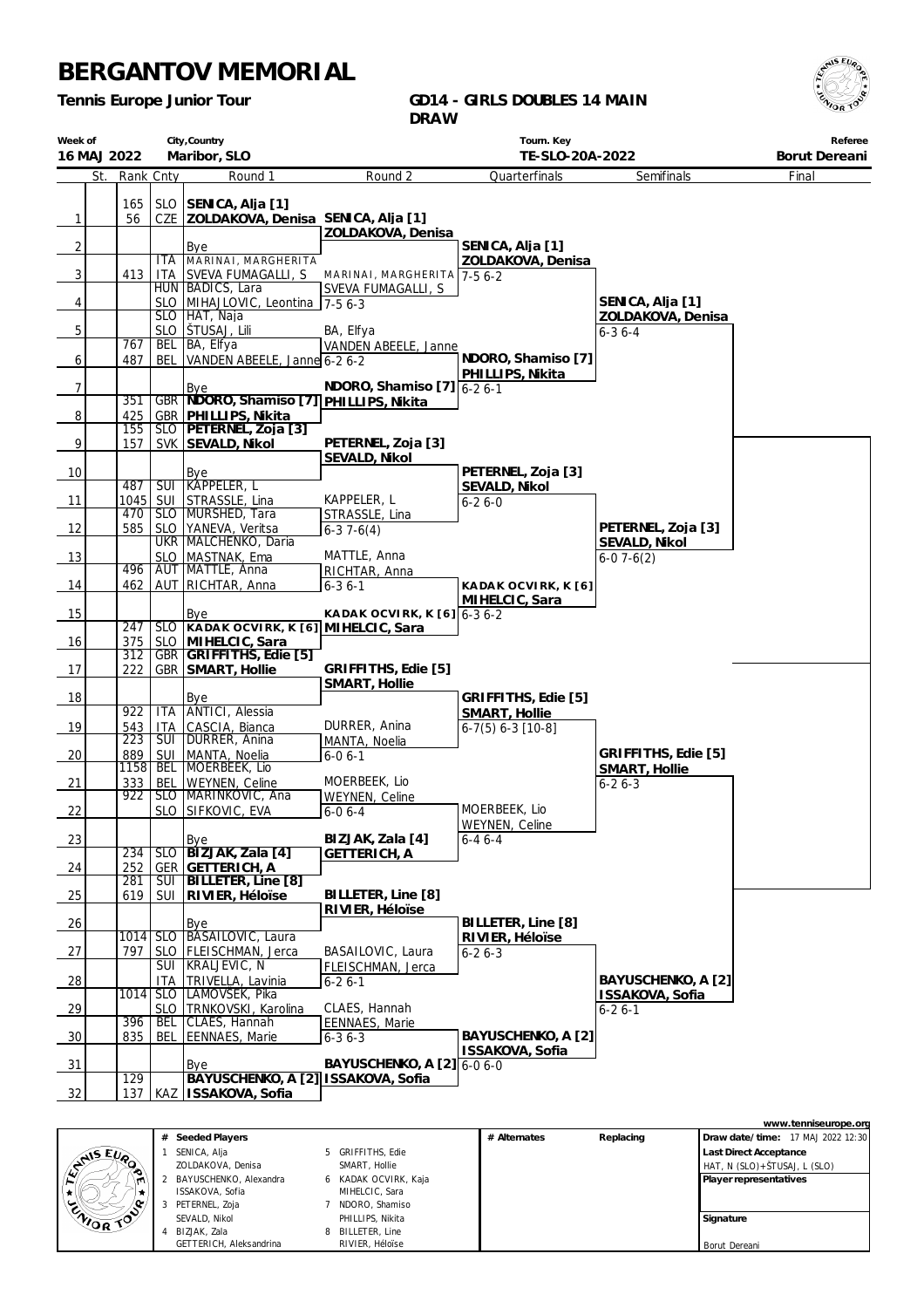# BERGANTOV MEMORIAL

**Tennis Europe Junior Tour**

**GD14 - GIRLS DOUBLES 14 MAIN DRAW**

| Week of | City,Country | Tourn. Key | Referee |
|---|---|---|---|
| 16 MAJ 2022 | Maribor, SLO | TE-SLO-20A-2022 | Borut Dereani |

| # | St. | Rank | Cnty | Round 1 | Round 2 | Quarterfinals | Semifinals | Final |
|---|---|---|---|---|---|---|---|---|
| 1 | | 165 / 56 | SLO / CZE | **SENICA, Alja [1]** / **ZOLDAKOVA, Denisa** | **SENICA, Alja [1]** / **ZOLDAKOVA, Denisa** | **SENICA, Alja [1]** / **ZOLDAKOVA, Denisa** | **SENICA, Alja [1]** / **ZOLDAKOVA, Denisa** 6-3 6-4 | |
| 2 | | | | Bye | | | | |
| 3 | | 413 | ITA / ITA | MARINAI, MARGHERITA / SVEVA FUMAGALLI, S | MARINAI, MARGHERITA / SVEVA FUMAGALLI, S 7-5 6-3 | 7-5 6-2 | | |
| 4 | | | HUN / SLO | BADICS, Lara / MIHAJLOVIC, Leontina | | | | |
| 5 | | | SLO / SLO | HAT, Naja / ŠTUSAJ, Lili | BA, Elfya / VANDEN ABEELE, Janne 6-2 6-2 | | | |
| 6 | | 767 / 487 | BEL / BEL | BA, Elfya / VANDEN ABEELE, Janne | | NDORO, Shamiso [7] / PHILLIPS, Nikita 6-2 6-1 | | |
| 7 | | | | Bye | **NDORO, Shamiso [7]** / **PHILLIPS, Nikita** | | | |
| 8 | | 351 / 425 | GBR / GBR | **NDORO, Shamiso [7]** / **PHILLIPS, Nikita** | | | | |
| 9 | | 155 / 157 | SLO / SVK | **PETERNEL, Zoja [3]** / **SEVALD, Nikol** | **PETERNEL, Zoja [3]** / **SEVALD, Nikol** | **PETERNEL, Zoja [3]** / **SEVALD, Nikol** 6-2 6-0 | **PETERNEL, Zoja [3]** / **SEVALD, Nikol** 6-0 7-6(2) | |
| 10 | | | | Bye | | | | |
| 11 | | 487 / 1045 | SUI / SUI | KAPPELER, L / STRASSLE, Lina | KAPPELER, L / STRASSLE, Lina 6-3 7-6(4) | | | |
| 12 | | 470 / 585 | SLO / SLO | MURSHED, Tara / YANEVA, Veritsa | | | | |
| 13 | | | UKR / SLO | MALCHENKO, Daria / MASTNAK, Ema | MATTLE, Anna / RICHTAR, Anna 6-3 6-1 | | | |
| 14 | | 496 / 462 | AUT / AUT | MATTLE, Anna / RICHTAR, Anna | | KADAK OCVIRK, K [6] / MIHELCIC, Sara 6-3 6-2 | | |
| 15 | | | | Bye | **KADAK OCVIRK, K [6]** / **MIHELCIC, Sara** | | | |
| 16 | | 247 / 375 | SLO / SLO | **KADAK OCVIRK, K [6]** / **MIHELCIC, Sara** | | | | |
| 17 | | 312 / 222 | GBR / GBR | **GRIFFITHS, Edie [5]** / **SMART, Hollie** | **GRIFFITHS, Edie [5]** / **SMART, Hollie** | **GRIFFITHS, Edie [5]** / **SMART, Hollie** 6-7(5) 6-3 [10-8] | **GRIFFITHS, Edie [5]** / **SMART, Hollie** 6-2 6-3 | |
| 18 | | | | Bye | | | | |
| 19 | | 922 / 543 | ITA / ITA | ANTICI, Alessia / CASCIA, Bianca | DURRER, Anina / MANTA, Noelia 6-0 6-1 | | | |
| 20 | | 223 / 889 | SUI / SUI | DURRER, Anina / MANTA, Noelia | | | | |
| 21 | | 1158 / 333 | BEL / BEL | MOERBEEK, Lio / WEYNEN, Celine | MOERBEEK, Lio / WEYNEN, Celine 6-0 6-4 | | | |
| 22 | | 922 | SLO / SLO | MARINKOVIC, Ana / SIFKOVIC, EVA | | MOERBEEK, Lio / WEYNEN, Celine 6-4 6-4 | | |
| 23 | | | | Bye | **BIZJAK, Zala [4]** / **GETTERICH, A** | | | |
| 24 | | 234 / 252 | SLO / GER | **BIZJAK, Zala [4]** / **GETTERICH, A** | | | | |
| 25 | | 281 / 619 | SUI / SUI | **BILLETER, Line [8]** / **RIVIER, Héloïse** | **BILLETER, Line [8]** / **RIVIER, Héloïse** | **BILLETER, Line [8]** / **RIVIER, Héloïse** 6-2 6-3 | **BAYUSCHENKO, A [2]** / **ISSAKOVA, Sofia** 6-2 6-1 | |
| 26 | | | | Bye | | | | |
| 27 | | 1014 / 797 | SLO / SLO | BASAILOVIC, Laura / FLEISCHMAN, Jerca | BASAILOVIC, Laura / FLEISCHMAN, Jerca 6-2 6-1 | | | |
| 28 | | | SUI / ITA | KRALJEVIC, N / TRIVELLA, Lavinia | | | | |
| 29 | | 1014 | SLO / SLO | LAMOVSEK, Pika / TRNKOVSKI, Karolina | CLAES, Hannah / EENNAES, Marie 6-3 6-3 | | | |
| 30 | | 396 / 835 | BEL / BEL | CLAES, Hannah / EENNAES, Marie | | **BAYUSCHENKO, A [2]** / **ISSAKOVA, Sofia** 6-0 6-0 | | |
| 31 | | | | Bye | **BAYUSCHENKO, A [2]** / **ISSAKOVA, Sofia** | | | |
| 32 | | 129 / 137 | KAZ | **BAYUSCHENKO, A [2]** / **ISSAKOVA, Sofia** | | | | |

www.tenniseurope.org

| # | Seeded Players | # | Seeded Players |
|---|---|---|---|
| 1 | SENICA, Alja / ZOLDAKOVA, Denisa | 5 | GRIFFITHS, Edie / SMART, Hollie |
| 2 | BAYUSCHENKO, Alexandra / ISSAKOVA, Sofia | 6 | KADAK OCVIRK, Kaja / MIHELCIC, Sara |
| 3 | PETERNEL, Zoja / SEVALD, Nikol | 7 | NDORO, Shamiso / PHILLIPS, Nikita |
| 4 | BIZJAK, Zala / GETTERICH, Aleksandrina | 8 | BILLETER, Line / RIVIER, Héloïse |

# Alternates | Replacing

**Draw date/time:** 17 MAJ 2022 12:30

**Last Direct Acceptance**
HAT, N (SLO)+ŠTUSAJ, L (SLO)

**Player representatives**

**Signature**

Borut Dereani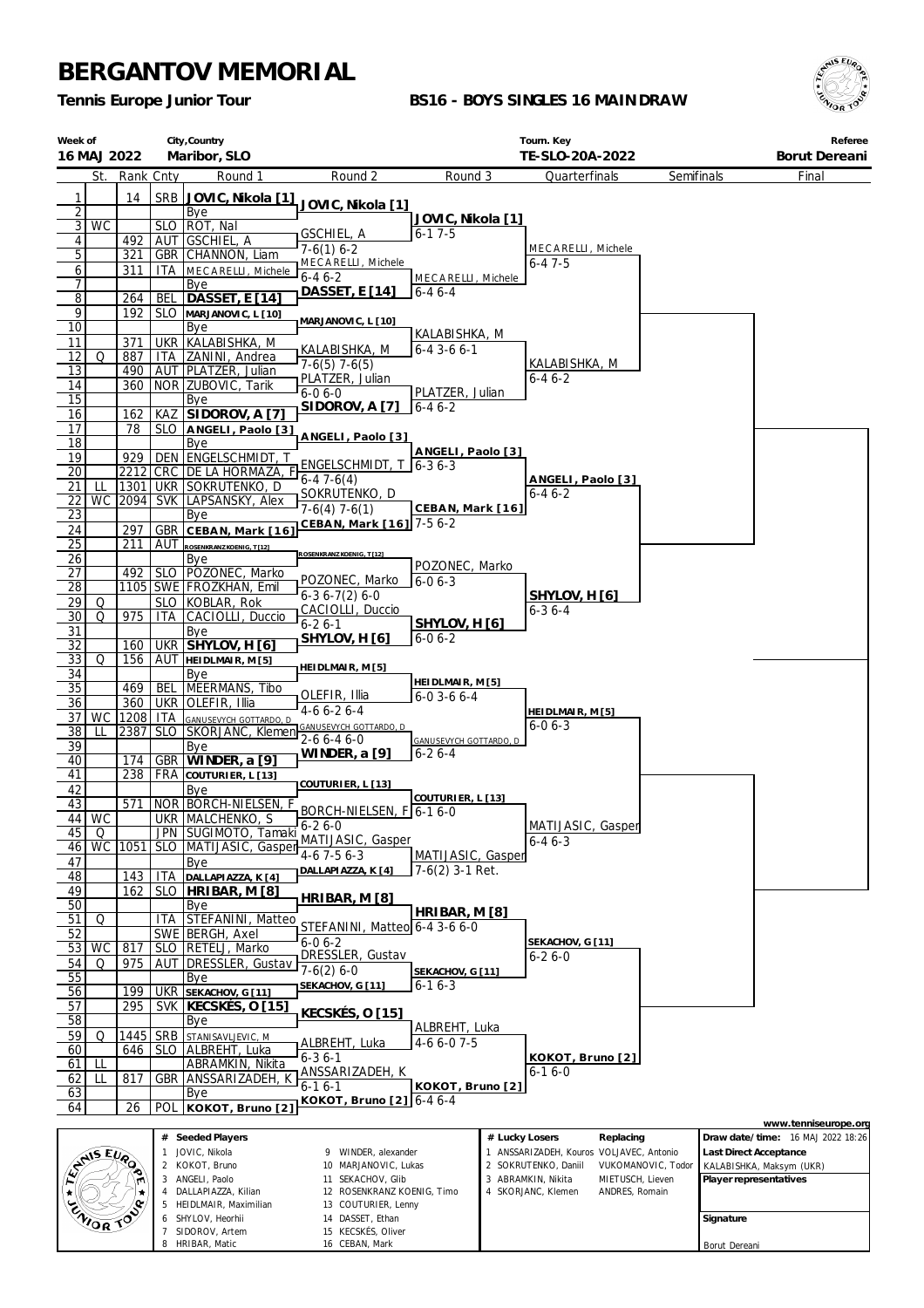# BERGANTOV MEMORIAL

**Tennis Europe Junior Tour**

**BS16 - BOYS SINGLES 16 MAINDRAW**

| Week of | City,Country | Tourn. Key | Referee |
|---|---|---|---|
| 16 MAJ 2022 | Maribor, SLO | TE-SLO-20A-2022 | Borut Dereani |

| # | St. | Rank | Cnty | Round 1 | Round 2 | Round 3 | Quarterfinals | Semifinals | Final |
|---|---|---|---|---|---|---|---|---|---|
| 1 | | 14 | SRB | **JOVIC, Nikola [1]** | **JOVIC, Nikola [1]** | **JOVIC, Nikola [1]** 6-1 7-5 | MECARELLI, Michele 6-4 7-5 | | |
| 2 | | | | Bye | | | | | |
| 3 | WC | | SLO | ROT, Nal | GSCHIEL, A 7-6(1) 6-2 | | | | |
| 4 | | 492 | AUT | GSCHIEL, A | | | | | |
| 5 | | 321 | GBR | CHANNON, Liam | MECARELLI, Michele 6-4 6-2 | MECARELLI, Michele 6-4 6-4 | | | |
| 6 | | 311 | ITA | MECARELLI, Michele | | | | | |
| 7 | | | | Bye | **DASSET, E [14]** | | | | |
| 8 | | 264 | BEL | **DASSET, E [14]** | | | | | |
| 9 | | 192 | SLO | MARJANOVIC, L [10] | MARJANOVIC, L [10] | KALABISHKA, M 6-4 3-6 6-1 | KALABISHKA, M 6-4 6-2 | | |
| 10 | | | | Bye | | | | | |
| 11 | | 371 | UKR | KALABISHKA, M | KALABISHKA, M 7-6(5) 7-6(5) | | | | |
| 12 | Q | 887 | ITA | ZANINI, Andrea | | | | | |
| 13 | | 490 | AUT | PLATZER, Julian | PLATZER, Julian 6-0 6-0 | PLATZER, Julian 6-4 6-2 | | | |
| 14 | | 360 | NOR | ZUBOVIC, Tarik | | | | | |
| 15 | | | | Bye | **SIDOROV, A [7]** | | | | |
| 16 | | 162 | KAZ | **SIDOROV, A [7]** | | | | | |
| 17 | | 78 | SLO | **ANGELI, Paolo [3]** | **ANGELI, Paolo [3]** | **ANGELI, Paolo [3]** 6-3 6-3 | **ANGELI, Paolo [3]** 6-4 6-2 | | |
| 18 | | | | Bye | | | | | |
| 19 | | 929 | DEN | ENGELSCHMIDT, T | ENGELSCHMIDT, T 6-4 7-6(4) | | | | |
| 20 | | 2212 | CRC | DE LA HORMAZA, F | | | | | |
| 21 | LL | 1301 | UKR | SOKRUTENKO, D | SOKRUTENKO, D 7-6(4) 7-6(1) | **CEBAN, Mark [16]** 7-5 6-2 | | | |
| 22 | WC | 2094 | SVK | LAPSANSKY, Alex | | | | | |
| 23 | | | | Bye | **CEBAN, Mark [16]** | | | | |
| 24 | | 297 | GBR | **CEBAN, Mark [16]** | | | | | |
| 25 | | 211 | AUT | ROSENKRANZ KOENIG, T [12] | ROSENKRANZ KOENIG, T [12] | POZONEC, Marko 6-0 6-3 | **SHYLOV, H [6]** 6-3 6-4 | | |
| 26 | | | | Bye | | | | | |
| 27 | | 492 | SLO | POZONEC, Marko | POZONEC, Marko 6-3 6-7(2) 6-0 | | | | |
| 28 | | 1105 | SWE | FROZKHAN, Emil | | | | | |
| 29 | Q | | SLO | KOBLAR, Rok | CACIOLLI, Duccio 6-2 6-1 | **SHYLOV, H [6]** 6-0 6-2 | | | |
| 30 | Q | 975 | ITA | CACIOLLI, Duccio | | | | | |
| 31 | | | | Bye | **SHYLOV, H [6]** | | | | |
| 32 | | 160 | UKR | **SHYLOV, H [6]** | | | | | |
| 33 | Q | 156 | AUT | HEIDLMAIR, M [5] | HEIDLMAIR, M [5] | HEIDLMAIR, M [5] 6-0 3-6 6-4 | HEIDLMAIR, M [5] 6-0 6-3 | | |
| 34 | | | | Bye | | | | | |
| 35 | | 469 | BEL | MEERMANS, Tibo | OLEFIR, Illia 4-6 6-2 6-4 | | | | |
| 36 | | 360 | UKR | OLEFIR, Illia | | | | | |
| 37 | WC | 1208 | ITA | GANUSEVYCH GOTTARDO, D | GANUSEVYCH GOTTARDO, D 2-6 6-4 6-0 | GANUSEVYCH GOTTARDO, D 6-2 6-4 | | | |
| 38 | LL | 2387 | SLO | SKORJANC, Klemen | | | | | |
| 39 | | | | Bye | **WINDER, a [9]** | | | | |
| 40 | | 174 | GBR | **WINDER, a [9]** | | | | | |
| 41 | | 238 | FRA | COUTURIER, L [13] | COUTURIER, L [13] | COUTURIER, L [13] 6-1 6-0 | MATIJASIC, Gasper 6-4 6-3 | | |
| 42 | | | | Bye | | | | | |
| 43 | | 571 | NOR | BORCH-NIELSEN, F | BORCH-NIELSEN, F 6-2 6-0 | | | | |
| 44 | WC | | UKR | MALCHENKO, S | | | | | |
| 45 | Q | | JPN | SUGIMOTO, Tamaki | MATIJASIC, Gasper 4-6 7-5 6-3 | MATIJASIC, Gasper 7-6(2) 3-1 Ret. | | | |
| 46 | WC | 1051 | SLO | MATIJASIC, Gasper | | | | | |
| 47 | | | | Bye | DALLAPIAZZA, K [4] | | | | |
| 48 | | 143 | ITA | DALLAPIAZZA, K [4] | | | | | |
| 49 | | 162 | SLO | **HRIBAR, M [8]** | **HRIBAR, M [8]** | **HRIBAR, M [8]** 6-4 3-6 6-0 | SEKACHOV, G [11] 6-2 6-0 | | |
| 50 | | | | Bye | | | | | |
| 51 | Q | | ITA | STEFANINI, Matteo | STEFANINI, Matteo 6-0 6-2 | | | | |
| 52 | | | SWE | BERGH, Axel | | | | | |
| 53 | WC | 817 | SLO | RETELJ, Marko | DRESSLER, Gustav 7-6(2) 6-0 | SEKACHOV, G [11] 6-1 6-3 | | | |
| 54 | Q | 975 | AUT | DRESSLER, Gustav | | | | | |
| 55 | | | | Bye | SEKACHOV, G [11] | | | | |
| 56 | | 199 | UKR | SEKACHOV, G [11] | | | | | |
| 57 | | 295 | SVK | **KECSKÉS, O [15]** | **KECSKÉS, O [15]** | ALBREHT, Luka 4-6 6-0 7-5 | **KOKOT, Bruno [2]** 6-1 6-0 | | |
| 58 | | | | Bye | | | | | |
| 59 | Q | 1445 | SRB | STANISAVLJEVIC, M | ALBREHT, Luka 6-3 6-1 | | | | |
| 60 | | 646 | SLO | ALBREHT, Luka | | | | | |
| 61 | LL | | | ABRAMKIN, Nikita | ANSSARIZADEH, K 6-1 6-1 | **KOKOT, Bruno [2]** 6-4 6-4 | | | |
| 62 | LL | 817 | GBR | ANSSARIZADEH, K | | | | | |
| 63 | | | | Bye | **KOKOT, Bruno [2]** | | | | |
| 64 | | 26 | POL | **KOKOT, Bruno [2]** | | | | | |

www.tenniseurope.org

| # | Seeded Players | # | Seeded Players |
|---|---|---|---|
| 1 | JOVIC, Nikola | 9 | WINDER, alexander |
| 2 | KOKOT, Bruno | 10 | MARJANOVIC, Lukas |
| 3 | ANGELI, Paolo | 11 | SEKACHOV, Glib |
| 4 | DALLAPIAZZA, Kilian | 12 | ROSENKRANZ KOENIG, Timo |
| 5 | HEIDLMAIR, Maximilian | 13 | COUTURIER, Lenny |
| 6 | SHYLOV, Heorhii | 14 | DASSET, Ethan |
| 7 | SIDOROV, Artem | 15 | KECSKÉS, Oliver |
| 8 | HRIBAR, Matic | 16 | CEBAN, Mark |

| # | Lucky Losers | Replacing |
|---|---|---|
| 1 | ANSSARIZADEH, Kouros | VOLJAVEC, Antonio |
| 2 | SOKRUTENKO, Daniil | VUKOMANOVIC, Todor |
| 3 | ABRAMKIN, Nikita | MIETUSCH, Lieven |
| 4 | SKORJANC, Klemen | ANDRES, Romain |

**Draw date/time:** 16 MAJ 2022 18:26

**Last Direct Acceptance**
KALABISHKA, Maksym (UKR)

**Player representatives**

**Signature**

Borut Dereani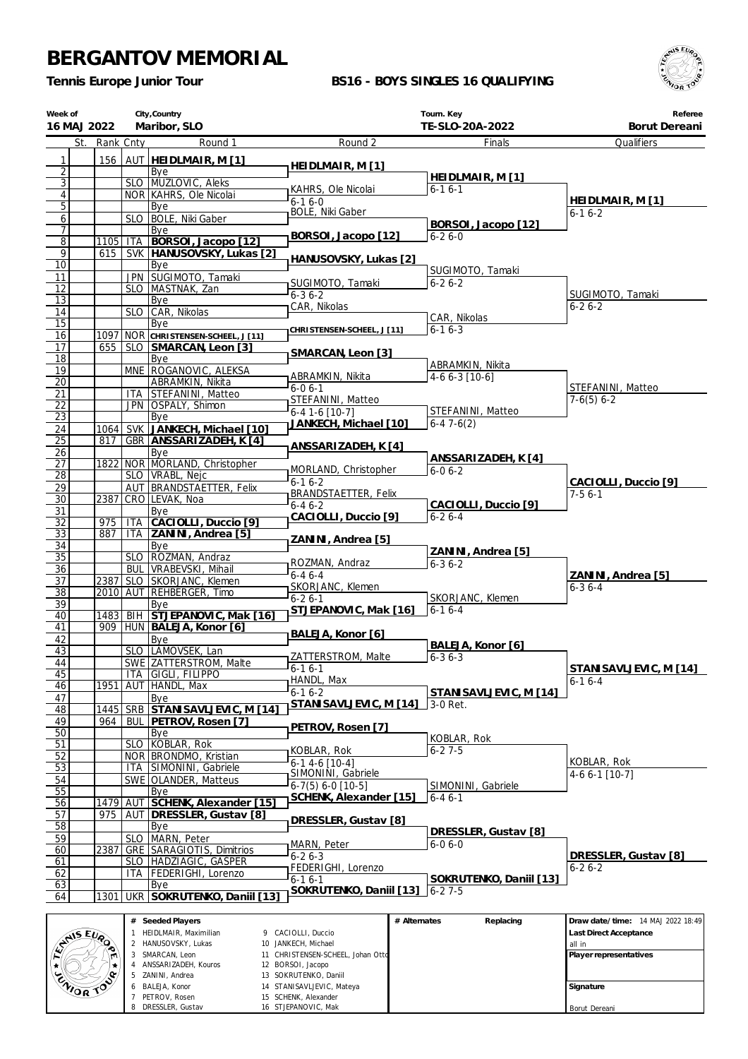# BERGANTOV MEMORIAL

**Tennis Europe Junior Tour**

**BS16 - BOYS SINGLES 16 QUALIFYING**

| Week of | City,Country | Tourn. Key | Referee |
|---|---|---|---|
| 16 MAJ 2022 | Maribor, SLO | TE-SLO-20A-2022 | Borut Dereani |

| | St. | Rank | Cnty | Round 1 | Round 2 | Finals | Qualifiers |
|---|---|---|---|---|---|---|---|
| 1 | | 156 | AUT | **HEIDLMAIR, M [1]** | **HEIDLMAIR, M [1]** | | |
| 2 | | | | Bye | | **HEIDLMAIR, M [1]** | |
| 3 | | | SLO | MUZLOVIC, Aleks | KAHRS, Ole Nicolai | 6-1 6-1 | |
| 4 | | | NOR | KAHRS, Ole Nicolai | 6-1 6-0 | | **HEIDLMAIR, M [1]** |
| 5 | | | | Bye | BOLE, Niki Gaber | | 6-1 6-2 |
| 6 | | | SLO | BOLE, Niki Gaber | | **BORSOI, Jacopo [12]** | |
| 7 | | | | Bye | **BORSOI, Jacopo [12]** | 6-2 6-0 | |
| 8 | | 1105 | ITA | **BORSOI, Jacopo [12]** | | | |
| 9 | | 615 | SVK | **HANUSOVSKY, Lukas [2]** | **HANUSOVSKY, Lukas [2]** | | |
| 10 | | | | Bye | | SUGIMOTO, Tamaki | |
| 11 | | | JPN | SUGIMOTO, Tamaki | SUGIMOTO, Tamaki | 6-2 6-2 | |
| 12 | | | SLO | MASTNAK, Zan | 6-3 6-2 | | SUGIMOTO, Tamaki |
| 13 | | | | Bye | CAR, Nikolas | | 6-2 6-2 |
| 14 | | | SLO | CAR, Nikolas | | CAR, Nikolas | |
| 15 | | | | Bye | **CHRISTENSEN-SCHEEL, J [11]** | 6-1 6-3 | |
| 16 | | 1097 | NOR | **CHRISTENSEN-SCHEEL, J [11]** | | | |
| 17 | | 655 | SLO | **SMARCAN, Leon [3]** | **SMARCAN, Leon [3]** | | |
| 18 | | | | Bye | | ABRAMKIN, Nikita | |
| 19 | | | MNE | ROGANOVIC, ALEKSA | ABRAMKIN, Nikita | 4-6 6-3 [10-6] | |
| 20 | | | | ABRAMKIN, Nikita | 6-0 6-1 | | STEFANINI, Matteo |
| 21 | | | ITA | STEFANINI, Matteo | STEFANINI, Matteo | | 7-6(5) 6-2 |
| 22 | | | JPN | OSPALY, Shimon | 6-4 1-6 [10-7] | STEFANINI, Matteo | |
| 23 | | | | Bye | **JANKECH, Michael [10]** | 6-4 7-6(2) | |
| 24 | | 1064 | SVK | **JANKECH, Michael [10]** | | | |
| 25 | | 817 | GBR | **ANSSARIZADEH, K [4]** | **ANSSARIZADEH, K [4]** | | |
| 26 | | | | Bye | | **ANSSARIZADEH, K [4]** | |
| 27 | | 1822 | NOR | MORLAND, Christopher | MORLAND, Christopher | 6-0 6-2 | |
| 28 | | | SLO | VRABL, Nejc | 6-1 6-2 | | **CACIOLLI, Duccio [9]** |
| 29 | | | AUT | BRANDSTAETTER, Felix | BRANDSTAETTER, Felix | | 7-5 6-1 |
| 30 | | 2387 | CRO | LEVAK, Noa | 6-4 6-2 | **CACIOLLI, Duccio [9]** | |
| 31 | | | | Bye | **CACIOLLI, Duccio [9]** | 6-2 6-4 | |
| 32 | | 975 | ITA | **CACIOLLI, Duccio [9]** | | | |
| 33 | | 887 | ITA | **ZANINI, Andrea [5]** | **ZANINI, Andrea [5]** | | |
| 34 | | | | Bye | | **ZANINI, Andrea [5]** | |
| 35 | | | SLO | ROZMAN, Andraz | ROZMAN, Andraz | 6-3 6-2 | |
| 36 | | | BUL | VRABEVSKI, Mihail | 6-4 6-4 | | **ZANINI, Andrea [5]** |
| 37 | | 2387 | SLO | SKORJANC, Klemen | SKORJANC, Klemen | | 6-3 6-4 |
| 38 | | 2010 | AUT | REHBERGER, Timo | 6-2 6-1 | SKORJANC, Klemen | |
| 39 | | | | Bye | **STJEPANOVIC, Mak [16]** | 6-1 6-4 | |
| 40 | | 1483 | BIH | **STJEPANOVIC, Mak [16]** | | | |
| 41 | | 909 | HUN | **BALEJA, Konor [6]** | **BALEJA, Konor [6]** | | |
| 42 | | | | Bye | | **BALEJA, Konor [6]** | |
| 43 | | | SLO | LAMOVSEK, Lan | ZATTERSTROM, Malte | 6-3 6-3 | |
| 44 | | | SWE | ZATTERSTROM, Malte | 6-1 6-1 | | **STANISAVLJEVIC, M [14]** |
| 45 | | | ITA | GIGLI, FILIPPO | HANDL, Max | | 6-1 6-4 |
| 46 | | 1951 | AUT | HANDL, Max | 6-1 6-2 | **STANISAVLJEVIC, M [14]** | |
| 47 | | | | Bye | **STANISAVLJEVIC, M [14]** | 3-0 Ret. | |
| 48 | | 1445 | SRB | **STANISAVLJEVIC, M [14]** | | | |
| 49 | | 964 | BUL | **PETROV, Rosen [7]** | **PETROV, Rosen [7]** | | |
| 50 | | | | Bye | | KOBLAR, Rok | |
| 51 | | | SLO | KOBLAR, Rok | KOBLAR, Rok | 6-2 7-5 | |
| 52 | | | NOR | BRONDMO, Kristian | 6-1 4-6 [10-4] | | KOBLAR, Rok |
| 53 | | | ITA | SIMONINI, Gabriele | SIMONINI, Gabriele | | 4-6 6-1 [10-7] |
| 54 | | | SWE | OLANDER, Matteus | 6-7(5) 6-0 [10-5] | SIMONINI, Gabriele | |
| 55 | | | | Bye | **SCHENK, Alexander [15]** | 6-4 6-1 | |
| 56 | | 1479 | AUT | **SCHENK, Alexander [15]** | | | |
| 57 | | 975 | AUT | **DRESSLER, Gustav [8]** | **DRESSLER, Gustav [8]** | | |
| 58 | | | | Bye | | **DRESSLER, Gustav [8]** | |
| 59 | | | SLO | MARN, Peter | MARN, Peter | 6-0 6-0 | |
| 60 | | 2387 | GRE | SARAGIOTIS, Dimitrios | 6-2 6-3 | | **DRESSLER, Gustav [8]** |
| 61 | | | SLO | HADZIAGIC, GASPER | FEDERIGHI, Lorenzo | | 6-2 6-2 |
| 62 | | | ITA | FEDERIGHI, Lorenzo | 6-1 6-1 | **SOKRUTENKO, Daniil [13]** | |
| 63 | | | | Bye | **SOKRUTENKO, Daniil [13]** | 6-2 7-5 | |
| 64 | | 1301 | UKR | **SOKRUTENKO, Daniil [13]** | | | |

| # | Seeded Players | # | Seeded Players |
|---|---|---|---|
| 1 | HEIDLMAIR, Maximilian | 9 | CACIOLLI, Duccio |
| 2 | HANUSOVSKY, Lukas | 10 | JANKECH, Michael |
| 3 | SMARCAN, Leon | 11 | CHRISTENSEN-SCHEEL, Johan Otto |
| 4 | ANSSARIZADEH, Kouros | 12 | BORSOI, Jacopo |
| 5 | ZANINI, Andrea | 13 | SOKRUTENKO, Daniil |
| 6 | BALEJA, Konor | 14 | STANISAVLJEVIC, Mateya |
| 7 | PETROV, Rosen | 15 | SCHENK, Alexander |
| 8 | DRESSLER, Gustav | 16 | STJEPANOVIC, Mak |

| # Alternates | Replacing |
|---|---|
| | |

**Draw date/time:** 14 MAJ 2022 18:49

**Last Direct Acceptance**

all in

**Player representatives**

**Signature**

Borut Dereani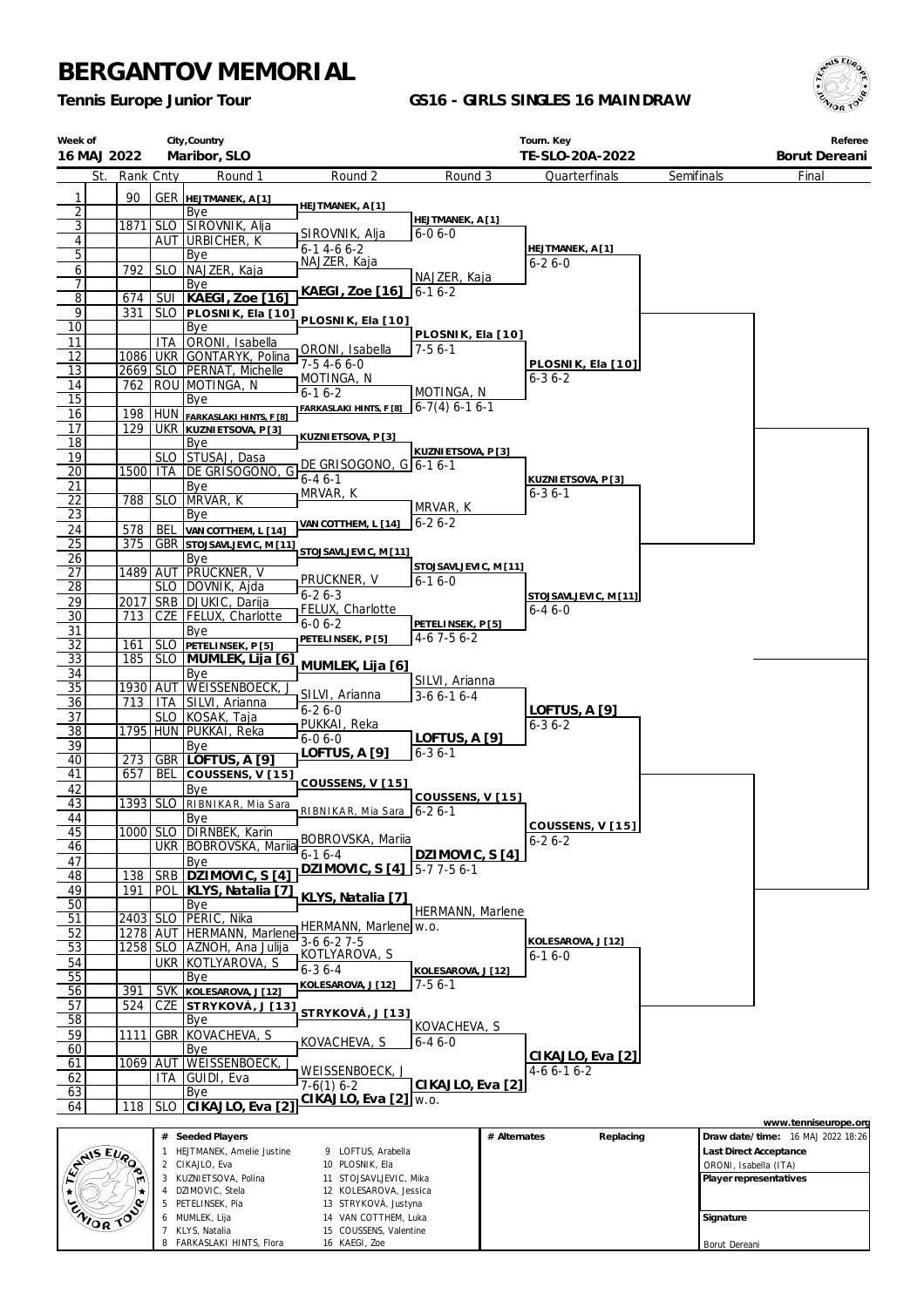# BERGANTOV MEMORIAL

**Tennis Europe Junior Tour**

**GS16 - GIRLS SINGLES 16 MAINDRAW**

| Week of | City,Country | Tourn. Key | Referee |
|---|---|---|---|
| 16 MAJ 2022 | Maribor, SLO | TE-SLO-20A-2022 | Borut Dereani |

| # | St. | Rank | Cnty | Round 1 | Round 2 | Round 3 | Quarterfinals | Semifinals | Final |
|---|---|---|---|---|---|---|---|---|---|
| 1 | | 90 | GER | HEJTMANEK, A [1] | HEJTMANEK, A [1] | | | | |
| 2 | | | | Bye | | HEJTMANEK, A [1] 6-0 6-0 | | | |
| 3 | | 1871 | SLO | SIROVNIK, Alja | SIROVNIK, Alja 6-1 4-6 6-2 | | | | |
| 4 | | | AUT | URBICHER, K | | | HEJTMANEK, A [1] 6-2 6-0 | | |
| 5 | | | | Bye | NAJZER, Kaja | | | | |
| 6 | | 792 | SLO | NAJZER, Kaja | | NAJZER, Kaja 6-1 6-2 | | | |
| 7 | | | | Bye | KAEGI, Zoe [16] | | | | |
| 8 | | 674 | SUI | KAEGI, Zoe [16] | | | | | |
| 9 | | 331 | SLO | PLOSNIK, Ela [10] | PLOSNIK, Ela [10] | | | | |
| 10 | | | | Bye | | PLOSNIK, Ela [10] 7-5 6-1 | | | |
| 11 | | | ITA | ORONI, Isabella | ORONI, Isabella 7-5 4-6 6-0 | | | | |
| 12 | | 1086 | UKR | GONTARYK, Polina | | | PLOSNIK, Ela [10] 6-3 6-2 | | |
| 13 | | 2669 | SLO | PERNAT, Michelle | MOTINGA, N 6-1 6-2 | | | | |
| 14 | | 762 | ROU | MOTINGA, N | | MOTINGA, N 6-7(4) 6-1 6-1 | | | |
| 15 | | | | Bye | FARKASLAKI HINTS, F [8] | | | | |
| 16 | | 198 | HUN | FARKASLAKI HINTS, F [8] | | | | | |
| 17 | | 129 | UKR | KUZNIETSOVA, P [3] | KUZNIETSOVA, P [3] | | | | |
| 18 | | | | Bye | | KUZNIETSOVA, P [3] 6-1 6-1 | | | |
| 19 | | | SLO | STUSAJ, Dasa | DE GRISOGONO, G 6-4 6-1 | | | | |
| 20 | | 1500 | ITA | DE GRISOGONO, G | | | KUZNIETSOVA, P [3] 6-3 6-1 | | |
| 21 | | | | Bye | MRVAR, K | | | | |
| 22 | | 788 | SLO | MRVAR, K | | MRVAR, K 6-2 6-2 | | | |
| 23 | | | | Bye | VAN COTTHEM, L [14] | | | | |
| 24 | | 578 | BEL | VAN COTTHEM, L [14] | | | | | |
| 25 | | 375 | GBR | STOJSAVLJEVIC, M [11] | STOJSAVLJEVIC, M [11] | | | | |
| 26 | | | | Bye | | STOJSAVLJEVIC, M [11] 6-1 6-0 | | | |
| 27 | | 1489 | AUT | PRUCKNER, V | PRUCKNER, V 6-2 6-3 | | | | |
| 28 | | | SLO | DOVNIK, Ajda | | | STOJSAVLJEVIC, M [11] 6-4 6-0 | | |
| 29 | | 2017 | SRB | DJUKIC, Darija | FELUX, Charlotte 6-0 6-2 | | | | |
| 30 | | 713 | CZE | FELUX, Charlotte | | PETELINSEK, P [5] 4-6 7-5 6-2 | | | |
| 31 | | | | Bye | PETELINSEK, P [5] | | | | |
| 32 | | 161 | SLO | PETELINSEK, P [5] | | | | | |
| 33 | | 185 | SLO | MUMLEK, Lija [6] | MUMLEK, Lija [6] | | | | |
| 34 | | | | Bye | | SILVI, Arianna 3-6 6-1 6-4 | | | |
| 35 | | 1930 | AUT | WEISSENBOECK, J | SILVI, Arianna 6-2 6-0 | | | | |
| 36 | | 713 | ITA | SILVI, Arianna | | | LOFTUS, A [9] 6-3 6-2 | | |
| 37 | | | SLO | KOSAK, Taja | PUKKAI, Reka 6-0 6-0 | | | | |
| 38 | | 1795 | HUN | PUKKAI, Reka | | LOFTUS, A [9] 6-3 6-1 | | | |
| 39 | | | | Bye | LOFTUS, A [9] | | | | |
| 40 | | 273 | GBR | LOFTUS, A [9] | | | | | |
| 41 | | 657 | BEL | COUSSENS, V [15] | COUSSENS, V [15] | | | | |
| 42 | | | | Bye | | COUSSENS, V [15] 6-2 6-1 | | | |
| 43 | | 1393 | SLO | RIBNIKAR, Mia Sara | RIBNIKAR, Mia Sara | | | | |
| 44 | | | | Bye | | | COUSSENS, V [15] 6-2 6-2 | | |
| 45 | | 1000 | SLO | DIRNBEK, Karin | BOBROVSKA, Mariia 6-1 6-4 | | | | |
| 46 | | | UKR | BOBROVSKA, Mariia | | DZIMOVIC, S [4] 5-7 7-5 6-1 | | | |
| 47 | | | | Bye | DZIMOVIC, S [4] | | | | |
| 48 | | 138 | SRB | DZIMOVIC, S [4] | | | | | |
| 49 | | 191 | POL | KLYS, Natalia [7] | KLYS, Natalia [7] | | | | |
| 50 | | | | Bye | | HERMANN, Marlene w.o. | | | |
| 51 | | 2403 | SLO | PERIC, Nika | HERMANN, Marlene 3-6 6-2 7-5 | | | | |
| 52 | | 1278 | AUT | HERMANN, Marlene | | | KOLESAROVA, J [12] 6-1 6-0 | | |
| 53 | | 1258 | SLO | AZNOH, Ana Julija | KOTLYAROVA, S 6-3 6-4 | | | | |
| 54 | | | UKR | KOTLYAROVA, S | | KOLESAROVA, J [12] 7-5 6-1 | | | |
| 55 | | | | Bye | KOLESAROVA, J [12] | | | | |
| 56 | | 391 | SVK | KOLESAROVA, J [12] | | | | | |
| 57 | | 524 | CZE | STRYKOVÁ, J [13] | STRYKOVÁ, J [13] | | | | |
| 58 | | | | Bye | | KOVACHEVA, S 6-4 6-0 | | | |
| 59 | | 1111 | GBR | KOVACHEVA, S | KOVACHEVA, S | | | | |
| 60 | | | | Bye | | | CIKAJLO, Eva [2] 4-6 6-1 6-2 | | |
| 61 | | 1069 | AUT | WEISSENBOECK, J | WEISSENBOECK, J 7-6(1) 6-2 | | | | |
| 62 | | | ITA | GUIDI, Eva | | CIKAJLO, Eva [2] w.o. | | | |
| 63 | | | | Bye | CIKAJLO, Eva [2] | | | | |
| 64 | | 118 | SLO | CIKAJLO, Eva [2] | | | | | |

www.tenniseurope.org

| # | Seeded Players | | # Alternates | Replacing | Draw date/time: 16 MAJ 2022 18:26 |
|---|---|---|---|---|---|
| 1 | HEJTMANEK, Amelie Justine | 9 LOFTUS, Arabella | | | Last Direct Acceptance |
| 2 | CIKAJLO, Eva | 10 PLOSNIK, Ela | | | ORONI, Isabella (ITA) |
| 3 | KUZNIETSOVA, Polina | 11 STOJSAVLJEVIC, Mika | | | Player representatives |
| 4 | DZIMOVIC, Stela | 12 KOLESAROVA, Jessica | | | |
| 5 | PETELINSEK, Pia | 13 STRYKOVÁ, Justyna | | | |
| 6 | MUMLEK, Lija | 14 VAN COTTHEM, Luka | | | Signature |
| 7 | KLYS, Natalia | 15 COUSSENS, Valentine | | | |
| 8 | FARKASLAKI HINTS, Flora | 16 KAEGI, Zoe | | | Borut Dereani |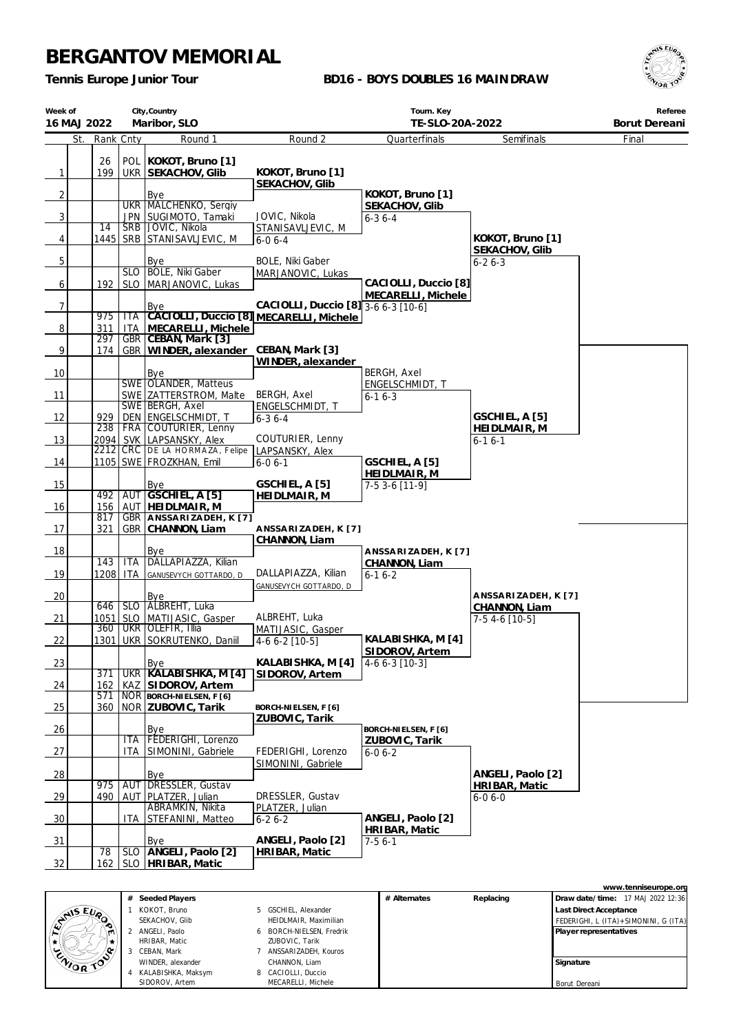# BERGANTOV MEMORIAL

**Tennis Europe Junior Tour**

**BD16 - BOYS DOUBLES 16 MAIN DRAW**

| Week of | City,Country | Tourn. Key | Referee |
|---|---|---|---|
| 16 MAJ 2022 | Maribor, SLO | TE-SLO-20A-2022 | Borut Dereani |

| | St. | Rank | Cnty | Round 1 | Round 2 | Quarterfinals | Semifinals | Final |
|---|---|---|---|---|---|---|---|---|
| 1 | | 26 / 199 | POL / UKR | **KOKOT, Bruno [1]** / **SEKACHOV, Glib** | **KOKOT, Bruno [1]** / **SEKACHOV, Glib** | | | |
| 2 | | | | Bye | | **KOKOT, Bruno [1]** / **SEKACHOV, Glib** 6-3 6-4 | | |
| 3 | | | UKR / JPN | MALCHENKO, Sergiy / SUGIMOTO, Tamaki | JOVIC, Nikola / STANISAVLJEVIC, M 6-0 6-4 | | | |
| 4 | | 14 / 1445 | SRB / SRB | JOVIC, Nikola / STANISAVLJEVIC, M | | | **KOKOT, Bruno [1]** / **SEKACHOV, Glib** 6-2 6-3 | |
| 5 | | | | Bye | BOLE, Niki Gaber / MARJANOVIC, Lukas | | | |
| 6 | | 192 | SLO / SLO | BOLE, Niki Gaber / MARJANOVIC, Lukas | | **CACIOLLI, Duccio [8]** / **MECARELLI, Michele** 3-6 6-3 [10-6] | | |
| 7 | | | | Bye | **CACIOLLI, Duccio [8]** / **MECARELLI, Michele** | | | |
| 8 | | 975 / 311 | ITA / ITA | **CACIOLLI, Duccio [8]** / **MECARELLI, Michele** | | | | |
| 9 | | 297 / 174 | GBR / GBR | **CEBAN, Mark [3]** / **WINDER, alexander** | **CEBAN, Mark [3]** / **WINDER, alexander** | | | |
| 10 | | | | Bye | | BERGH, Axel / ENGELSCHMIDT, T 6-1 6-3 | | |
| 11 | | | SWE / SWE | OLANDER, Matteus / ZATTERSTROM, Malte | BERGH, Axel / ENGELSCHMIDT, T 6-3 6-4 | | | |
| 12 | | 929 | SWE / DEN | BERGH, Axel / ENGELSCHMIDT, T | | | **GSCHIEL, A [5]** / **HEIDLMAIR, M** 6-1 6-1 | |
| 13 | | 238 / 2094 | FRA / SVK | COUTURIER, Lenny / LAPSANSKY, Alex | COUTURIER, Lenny / LAPSANSKY, Alex 6-0 6-1 | | | |
| 14 | | 2212 / 1105 | CRC / SWE | DE LA HORMAZA, Felipe / FROZKHAN, Emil | | **GSCHIEL, A [5]** / **HEIDLMAIR, M** 7-5 3-6 [11-9] | | |
| 15 | | | | Bye | **GSCHIEL, A [5]** / **HEIDLMAIR, M** | | | |
| 16 | | 492 / 156 | AUT / AUT | **GSCHIEL, A [5]** / **HEIDLMAIR, M** | | | | |
| 17 | | 817 / 321 | GBR / GBR | **ANSSARIZADEH, K [7]** / **CHANNON, Liam** | **ANSSARIZADEH, K [7]** / **CHANNON, Liam** | | | |
| 18 | | | | Bye | | **ANSSARIZADEH, K [7]** / **CHANNON, Liam** 6-1 6-2 | | |
| 19 | | 143 / 1208 | ITA / ITA | DALLAPIAZZA, Kilian / GANUSEVYCH GOTTARDO, D | DALLAPIAZZA, Kilian / GANUSEVYCH GOTTARDO, D | | | |
| 20 | | | | Bye | | | **ANSSARIZADEH, K [7]** / **CHANNON, Liam** 7-5 4-6 [10-5] | |
| 21 | | 646 / 1051 | SLO / SLO | ALBREHT, Luka / MATIJASIC, Gasper | ALBREHT, Luka / MATIJASIC, Gasper 4-6 6-2 [10-5] | | | |
| 22 | | 360 / 1301 | UKR / UKR | OLEFIR, Illia / SOKRUTENKO, Daniil | | **KALABISHKA, M [4]** / **SIDOROV, Artem** 4-6 6-3 [10-3] | | |
| 23 | | | | Bye | **KALABISHKA, M [4]** / **SIDOROV, Artem** | | | |
| 24 | | 371 / 162 | UKR / KAZ | **KALABISHKA, M [4]** / **SIDOROV, Artem** | | | | |
| 25 | | 571 / 360 | NOR / NOR | **BORCH-NIELSEN, F [6]** / **ZUBOVIC, Tarik** | **BORCH-NIELSEN, F [6]** / **ZUBOVIC, Tarik** | | | |
| 26 | | | | Bye | | **BORCH-NIELSEN, F [6]** / **ZUBOVIC, Tarik** 6-0 6-2 | | |
| 27 | | | ITA / ITA | FEDERIGHI, Lorenzo / SIMONINI, Gabriele | FEDERIGHI, Lorenzo / SIMONINI, Gabriele | | | |
| 28 | | | | Bye | | | **ANGELI, Paolo [2]** / **HRIBAR, Matic** 6-0 6-0 | |
| 29 | | 975 / 490 | AUT / AUT | DRESSLER, Gustav / PLATZER, Julian | DRESSLER, Gustav / PLATZER, Julian 6-2 6-2 | | | |
| 30 | | | ITA | ABRAMKIN, Nikita / STEFANINI, Matteo | | **ANGELI, Paolo [2]** / **HRIBAR, Matic** 7-5 6-1 | | |
| 31 | | | | Bye | **ANGELI, Paolo [2]** / **HRIBAR, Matic** | | | |
| 32 | | 78 / 162 | SLO / SLO | **ANGELI, Paolo [2]** / **HRIBAR, Matic** | | | | |

www.tenniseurope.org

| # | Seeded Players | # | Seeded Players | # Alternates | Replacing | |
|---|---|---|---|---|---|---|
| 1 | KOKOT, Bruno / SEKACHOV, Glib | 5 | GSCHIEL, Alexander / HEIDLMAIR, Maximilian | | | **Draw date/time:** 17 MAJ 2022 12:36 |
| 2 | ANGELI, Paolo / HRIBAR, Matic | 6 | BORCH-NIELSEN, Fredrik / ZUBOVIC, Tarik | | | **Last Direct Acceptance** FEDERIGHI, L (ITA)+SIMONINI, G (ITA) |
| 3 | CEBAN, Mark / WINDER, alexander | 7 | ANSSARIZADEH, Kouros / CHANNON, Liam | | | **Player representatives** |
| 4 | KALABISHKA, Maksym / SIDOROV, Artem | 8 | CACIOLLI, Duccio / MECARELLI, Michele | | | **Signature** Borut Dereani |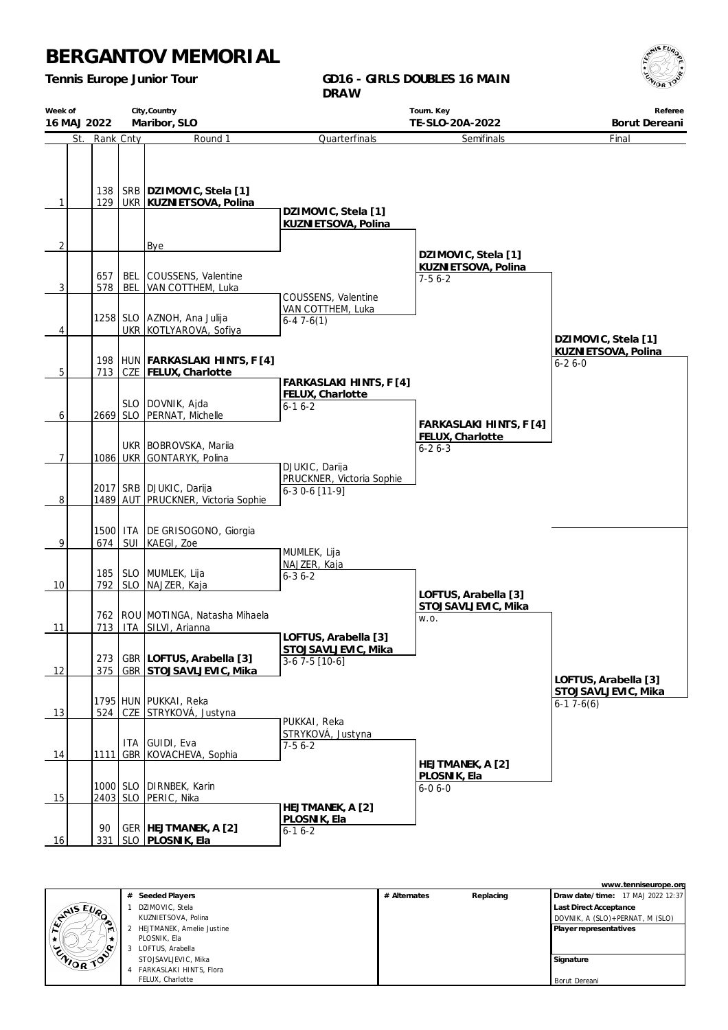# BERGANTOV MEMORIAL

**Tennis Europe Junior Tour**

**GD16 - GIRLS DOUBLES 16 MAIN DRAW**

| Week of | City,Country | Tourn. Key | Referee |
|---|---|---|---|
| 16 MAJ 2022 | Maribor, SLO | TE-SLO-20A-2022 | Borut Dereani |

| | St. | Rank | Cnty | Round 1 | Quarterfinals | Semifinals | Final |
|---|---|---|---|---|---|---|---|
| 1 | | 138 | SRB | **DZIMOVIC, Stela [1]** | | | |
| | | 129 | UKR | **KUZNIETSOVA, Polina** | **DZIMOVIC, Stela [1]** / **KUZNIETSOVA, Polina** | | |
| 2 | | | | Bye | | **DZIMOVIC, Stela [1]** / **KUZNIETSOVA, Polina** 7-5 6-2 | |
| 3 | | 657 | BEL | COUSSENS, Valentine | | | |
| | | 578 | BEL | VAN COTTHEM, Luka | COUSSENS, Valentine / VAN COTTHEM, Luka 6-4 7-6(1) | | |
| 4 | | 1258 | SLO | AZNOH, Ana Julija | | | |
| | | | UKR | KOTLYAROVA, Sofiya | | | **DZIMOVIC, Stela [1]** / **KUZNIETSOVA, Polina** 6-2 6-0 |
| 5 | | 198 | HUN | **FARKASLAKI HINTS, F [4]** | | | |
| | | 713 | CZE | **FELUX, Charlotte** | **FARKASLAKI HINTS, F [4]** / **FELUX, Charlotte** 6-1 6-2 | | |
| 6 | | | SLO | DOVNIK, Ajda | | | |
| | | 2669 | SLO | PERNAT, Michelle | | **FARKASLAKI HINTS, F [4]** / **FELUX, Charlotte** 6-2 6-3 | |
| 7 | | | UKR | BOBROVSKA, Mariia | | | |
| | | 1086 | UKR | GONTARYK, Polina | DJUKIC, Darija / PRUCKNER, Victoria Sophie 6-3 0-6 [11-9] | | |
| 8 | | 2017 | SRB | DJUKIC, Darija | | | |
| | | 1489 | AUT | PRUCKNER, Victoria Sophie | | | |
| 9 | | 1500 | ITA | DE GRISOGONO, Giorgia | | | |
| | | 674 | SUI | KAEGI, Zoe | MUMLEK, Lija / NAJZER, Kaja 6-3 6-2 | | |
| 10 | | 185 | SLO | MUMLEK, Lija | | | |
| | | 792 | SLO | NAJZER, Kaja | | **LOFTUS, Arabella [3]** / **STOJSAVLJEVIC, Mika** w.o. | |
| 11 | | 762 | ROU | MOTINGA, Natasha Mihaela | | | |
| | | 713 | ITA | SILVI, Arianna | **LOFTUS, Arabella [3]** / **STOJSAVLJEVIC, Mika** 3-6 7-5 [10-6] | | |
| 12 | | 273 | GBR | **LOFTUS, Arabella [3]** | | | |
| | | 375 | GBR | **STOJSAVLJEVIC, Mika** | | | **LOFTUS, Arabella [3]** / **STOJSAVLJEVIC, Mika** 6-1 7-6(6) |
| 13 | | 1795 | HUN | PUKKAI, Reka | | | |
| | | 524 | CZE | STRYKOVÁ, Justyna | PUKKAI, Reka / STRYKOVÁ, Justyna 7-5 6-2 | | |
| 14 | | | ITA | GUIDI, Eva | | | |
| | | 1111 | GBR | KOVACHEVA, Sophia | | **HEJTMANEK, A [2]** / **PLOSNIK, Ela** 6-0 6-0 | |
| 15 | | 1000 | SLO | DIRNBEK, Karin | | | |
| | | 2403 | SLO | PERIC, Nika | **HEJTMANEK, A [2]** / **PLOSNIK, Ela** 6-1 6-2 | | |
| 16 | | 90 | GER | **HEJTMANEK, A [2]** | | | |
| | | 331 | SLO | **PLOSNIK, Ela** | | | |

www.tenniseurope.org

| # | Seeded Players | # Alternates | Replacing | |
|---|---|---|---|---|
| 1 | DZIMOVIC, Stela / KUZNIETSOVA, Polina | | | **Draw date/time:** 17 MAJ 2022 12:37 |
| 2 | HEJTMANEK, Amelie Justine / PLOSNIK, Ela | | | **Last Direct Acceptance** DOVNIK, A (SLO)+PERNAT, M (SLO) |
| 3 | LOFTUS, Arabella / STOJSAVLJEVIC, Mika | | | **Player representatives** |
| 4 | FARKASLAKI HINTS, Flora / FELUX, Charlotte | | | **Signature** Borut Dereani |